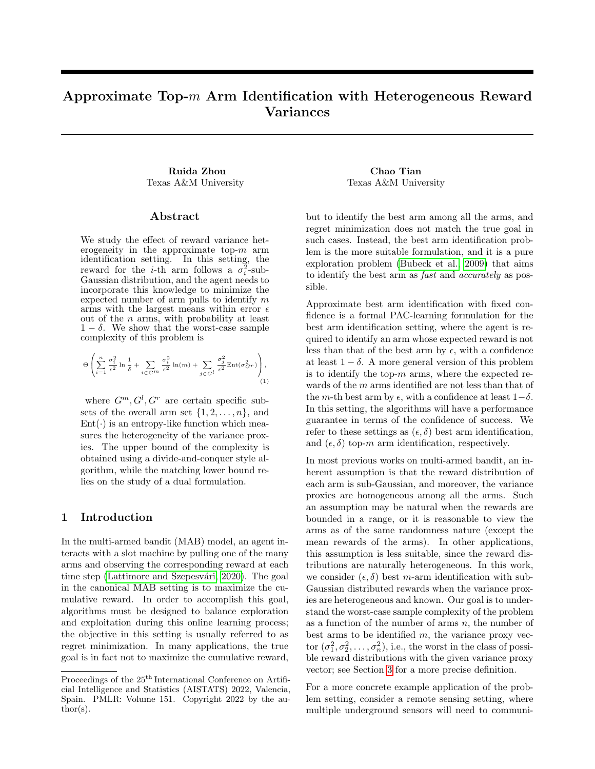# Approximate Top-$m$ Arm Identification with Heterogeneous Reward Variances

**Ruida Zhou**
Texas A&M University

**Chao Tian**
Texas A&M University

## Abstract

We study the effect of reward variance heterogeneity in the approximate top-$m$ arm identification setting. In this setting, the reward for the $i$-th arm follows a $\sigma_i^2$-sub-Gaussian distribution, and the agent needs to incorporate this knowledge to minimize the expected number of arm pulls to identify $m$ arms with the largest means within error $\epsilon$ out of the $n$ arms, with probability at least $1-\delta$. We show that the worst-case sample complexity of this problem is

$$\Theta\left(\sum_{i=1}^{n} \frac{\sigma_i^2}{\epsilon^2} \ln \frac{1}{\delta} + \sum_{i \in G^m} \frac{\sigma_i^2}{\epsilon^2} \ln(m) + \sum_{j \in G^l} \frac{\sigma_j^2}{\epsilon^2} \text{Ent}(\sigma_{G^r}^2)\right), \tag{1}$$

where $G^m, G^l, G^r$ are certain specific subsets of the overall arm set $\{1, 2, \ldots, n\}$, and $\text{Ent}(\cdot)$ is an entropy-like function which measures the heterogeneity of the variance proxies. The upper bound of the complexity is obtained using a divide-and-conquer style algorithm, while the matching lower bound relies on the study of a dual formulation.

## 1 Introduction

In the multi-armed bandit (MAB) model, an agent interacts with a slot machine by pulling one of the many arms and observing the corresponding reward at each time step (Lattimore and Szepesvári, 2020). The goal in the canonical MAB setting is to maximize the cumulative reward. In order to accomplish this goal, algorithms must be designed to balance exploration and exploitation during this online learning process; the objective in this setting is usually referred to as regret minimization. In many applications, the true goal is in fact not to maximize the cumulative reward, but to identify the best arm among all the arms, and regret minimization does not match the true goal in such cases. Instead, the best arm identification problem is the more suitable formulation, and it is a pure exploration problem (Bubeck et al., 2009) that aims to identify the best arm as *fast* and *accurately* as possible.

Approximate best arm identification with fixed confidence is a formal PAC-learning formulation for the best arm identification setting, where the agent is required to identify an arm whose expected reward is not less than that of the best arm by $\epsilon$, with a confidence at least $1-\delta$. A more general version of this problem is to identify the top-$m$ arms, where the expected rewards of the $m$ arms identified are not less than that of the $m$-th best arm by $\epsilon$, with a confidence at least $1-\delta$. In this setting, the algorithms will have a performance guarantee in terms of the confidence of success. We refer to these settings as $(\epsilon, \delta)$ best arm identification, and $(\epsilon, \delta)$ top-$m$ arm identification, respectively.

In most previous works on multi-armed bandit, an inherent assumption is that the reward distribution of each arm is sub-Gaussian, and moreover, the variance proxies are homogeneous among all the arms. Such an assumption may be natural when the rewards are bounded in a range, or it is reasonable to view the arms as of the same randomness nature (except the mean rewards of the arms). In other applications, this assumption is less suitable, since the reward distributions are naturally heterogeneous. In this work, we consider $(\epsilon, \delta)$ best $m$-arm identification with sub-Gaussian distributed rewards when the variance proxies are heterogeneous and known. Our goal is to understand the worst-case sample complexity of the problem as a function of the number of arms $n$, the number of best arms to be identified $m$, the variance proxy vector $(\sigma_1^2, \sigma_2^2, \ldots, \sigma_n^2)$, i.e., the worst in the class of possible reward distributions with the given variance proxy vector; see Section 3 for a more precise definition.

For a more concrete example application of the problem setting, consider a remote sensing setting, where multiple underground sensors will need to communi-

Proceedings of the 25[th] International Conference on Artificial Intelligence and Statistics (AISTATS) 2022, Valencia, Spain. PMLR: Volume 151. Copyright 2022 by the author(s).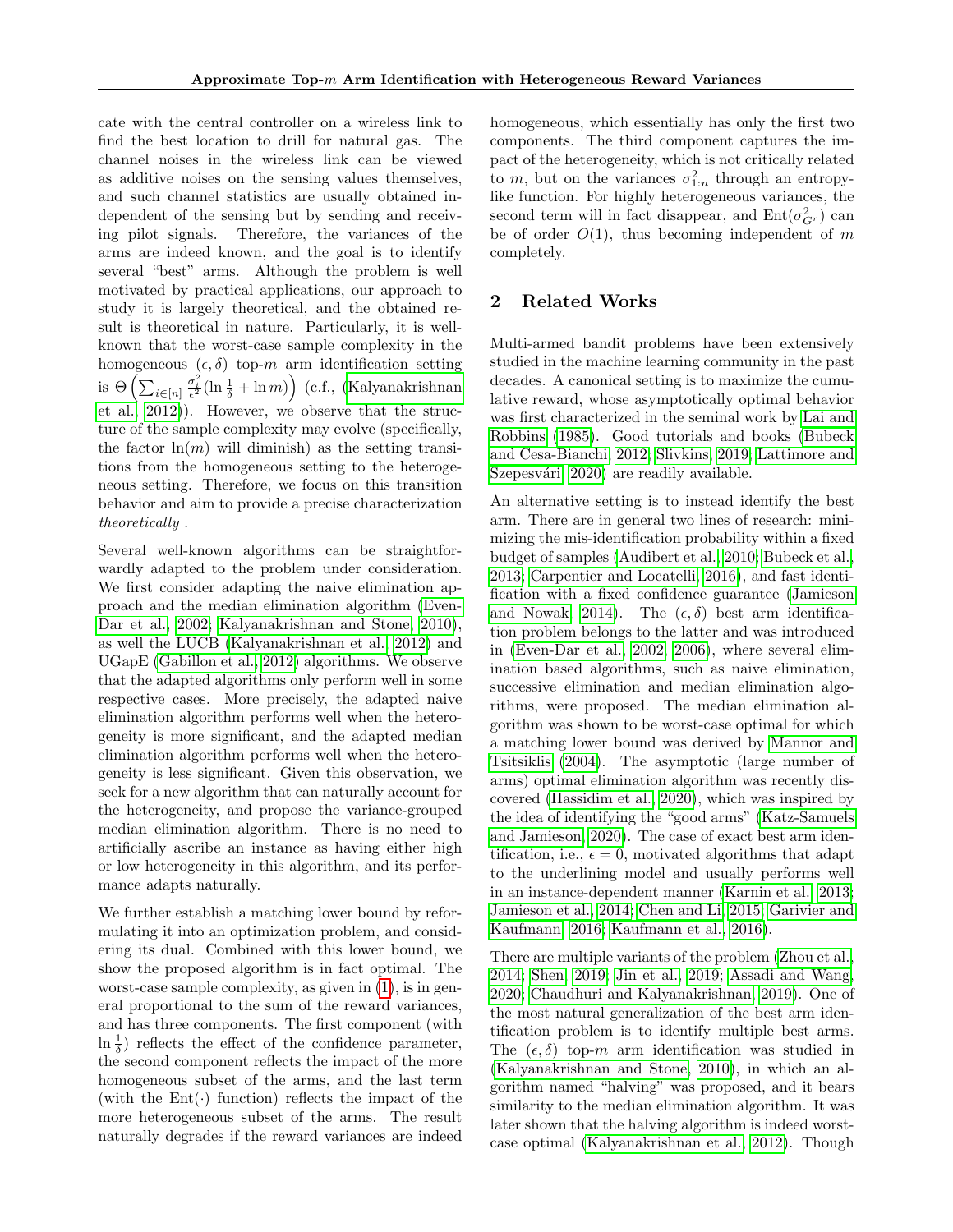cate with the central controller on a wireless link to find the best location to drill for natural gas. The channel noises in the wireless link can be viewed as additive noises on the sensing values themselves, and such channel statistics are usually obtained independent of the sensing but by sending and receiving pilot signals. Therefore, the variances of the arms are indeed known, and the goal is to identify several "best" arms. Although the problem is well motivated by practical applications, our approach to study it is largely theoretical, and the obtained result is theoretical in nature. Particularly, it is well-known that the worst-case sample complexity in the homogeneous $(\epsilon, \delta)$ top-$m$ arm identification setting is $\Theta\left(\sum_{i\in[n]} \frac{\sigma_i^2}{\epsilon^2}(\ln\frac{1}{\delta} + \ln m)\right)$ (c.f., (Kalyanakrishnan et al., 2012)). However, we observe that the structure of the sample complexity may evolve (specifically, the factor $\ln(m)$ will diminish) as the setting transitions from the homogeneous setting to the heterogeneous setting. Therefore, we focus on this transition behavior and aim to provide a precise characterization *theoretically* .

Several well-known algorithms can be straightforwardly adapted to the problem under consideration. We first consider adapting the naive elimination approach and the median elimination algorithm (Even-Dar et al., 2002; Kalyanakrishnan and Stone, 2010), as well the LUCB (Kalyanakrishnan et al., 2012) and UGapE (Gabillon et al., 2012) algorithms. We observe that the adapted algorithms only perform well in some respective cases. More precisely, the adapted naive elimination algorithm performs well when the heterogeneity is more significant, and the adapted median elimination algorithm performs well when the heterogeneity is less significant. Given this observation, we seek for a new algorithm that can naturally account for the heterogeneity, and propose the variance-grouped median elimination algorithm. There is no need to artificially ascribe an instance as having either high or low heterogeneity in this algorithm, and its performance adapts naturally.

We further establish a matching lower bound by reformulating it into an optimization problem, and considering its dual. Combined with this lower bound, we show the proposed algorithm is in fact optimal. The worst-case sample complexity, as given in (1), is in general proportional to the sum of the reward variances, and has three components. The first component (with $\ln\frac{1}{\delta}$) reflects the effect of the confidence parameter, the second component reflects the impact of the more homogeneous subset of the arms, and the last term (with the $\text{Ent}(\cdot)$ function) reflects the impact of the more heterogeneous subset of the arms. The result naturally degrades if the reward variances are indeed homogeneous, which essentially has only the first two components. The third component captures the impact of the heterogeneity, which is not critically related to $m$, but on the variances $\sigma^2_{1:n}$ through an entropy-like function. For highly heterogeneous variances, the second term will in fact disappear, and $\text{Ent}(\sigma^2_{G^r})$ can be of order $O(1)$, thus becoming independent of $m$ completely.

## 2 Related Works

Multi-armed bandit problems have been extensively studied in the machine learning community in the past decades. A canonical setting is to maximize the cumulative reward, whose asymptotically optimal behavior was first characterized in the seminal work by Lai and Robbins (1985). Good tutorials and books (Bubeck and Cesa-Bianchi, 2012; Slivkins, 2019; Lattimore and Szepesvári, 2020) are readily available.

An alternative setting is to instead identify the best arm. There are in general two lines of research: minimizing the mis-identification probability within a fixed budget of samples (Audibert et al., 2010; Bubeck et al., 2013; Carpentier and Locatelli, 2016), and fast identification with a fixed confidence guarantee (Jamieson and Nowak, 2014). The $(\epsilon, \delta)$ best arm identification problem belongs to the latter and was introduced in (Even-Dar et al., 2002, 2006), where several elimination based algorithms, such as naive elimination, successive elimination and median elimination algorithms, were proposed. The median elimination algorithm was shown to be worst-case optimal for which a matching lower bound was derived by Mannor and Tsitsiklis (2004). The asymptotic (large number of arms) optimal elimination algorithm was recently discovered (Hassidim et al., 2020), which was inspired by the idea of identifying the "good arms" (Katz-Samuels and Jamieson, 2020). The case of exact best arm identification, i.e., $\epsilon = 0$, motivated algorithms that adapt to the underlining model and usually performs well in an instance-dependent manner (Karnin et al., 2013; Jamieson et al., 2014; Chen and Li, 2015; Garivier and Kaufmann, 2016; Kaufmann et al., 2016).

There are multiple variants of the problem (Zhou et al., 2014; Shen, 2019; Jin et al., 2019; Assadi and Wang, 2020; Chaudhuri and Kalyanakrishnan, 2019). One of the most natural generalization of the best arm identification problem is to identify multiple best arms. The $(\epsilon, \delta)$ top-$m$ arm identification was studied in (Kalyanakrishnan and Stone, 2010), in which an algorithm named "halving" was proposed, and it bears similarity to the median elimination algorithm. It was later shown that the halving algorithm is indeed worst-case optimal (Kalyanakrishnan et al., 2012). Though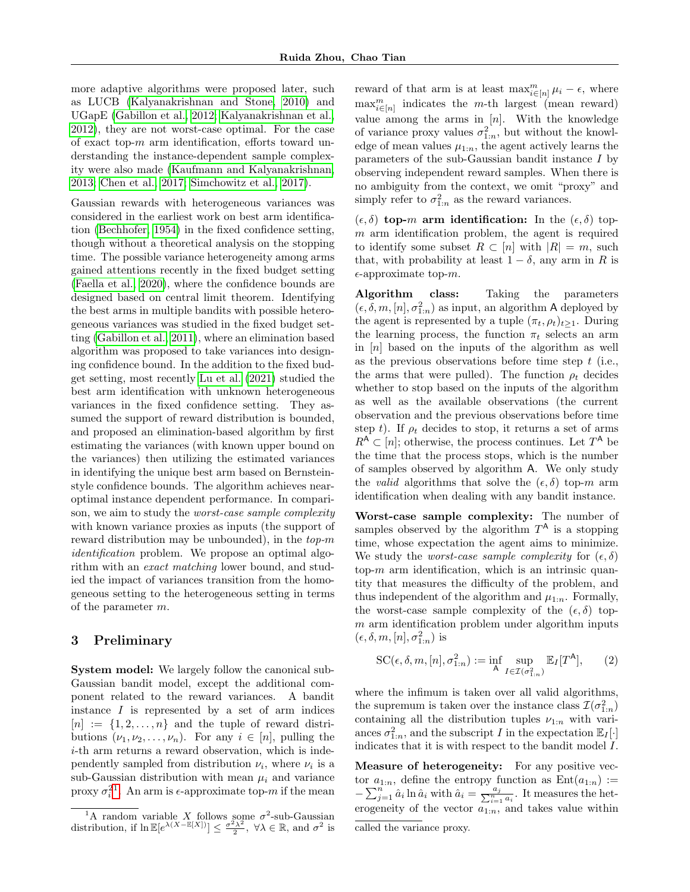more adaptive algorithms were proposed later, such as LUCB (Kalyanakrishnan and Stone, 2010) and UGapE (Gabillon et al., 2012; Kalyanakrishnan et al., 2012), they are not worst-case optimal. For the case of exact top-$m$ arm identification, efforts toward understanding the instance-dependent sample complexity were also made (Kaufmann and Kalyanakrishnan, 2013; Chen et al., 2017; Simchowitz et al., 2017).

Gaussian rewards with heterogeneous variances was considered in the earliest work on best arm identification (Bechhofer, 1954) in the fixed confidence setting, though without a theoretical analysis on the stopping time. The possible variance heterogeneity among arms gained attentions recently in the fixed budget setting (Faella et al., 2020), where the confidence bounds are designed based on central limit theorem. Identifying the best arms in multiple bandits with possible heterogeneous variances was studied in the fixed budget setting (Gabillon et al., 2011), where an elimination based algorithm was proposed to take variances into designing confidence bound. In the addition to the fixed budget setting, most recently Lu et al. (2021) studied the best arm identification with unknown heterogeneous variances in the fixed confidence setting. They assumed the support of reward distribution is bounded, and proposed an elimination-based algorithm by first estimating the variances (with known upper bound on the variances) then utilizing the estimated variances in identifying the unique best arm based on Bernstein-style confidence bounds. The algorithm achieves near-optimal instance dependent performance. In comparison, we aim to study the *worst-case sample complexity* with known variance proxies as inputs (the support of reward distribution may be unbounded), in the *top-m identification* problem. We propose an optimal algorithm with an *exact matching* lower bound, and studied the impact of variances transition from the homogeneous setting to the heterogeneous setting in terms of the parameter $m$.

## 3 Preliminary

**System model:** We largely follow the canonical sub-Gaussian bandit model, except the additional component related to the reward variances. A bandit instance $I$ is represented by a set of arm indices $[n] := \{1, 2, \ldots, n\}$ and the tuple of reward distributions $(\nu_1, \nu_2, \ldots, \nu_n)$. For any $i \in [n]$, pulling the $i$-th arm returns a reward observation, which is independently sampled from distribution $\nu_i$, where $\nu_i$ is a sub-Gaussian distribution with mean $\mu_i$ and variance proxy $\sigma_i^2$[1]. An arm is $\epsilon$-approximate top-$m$ if the mean reward of that arm is at least $\max^m_{i\in[n]} \mu_i - \epsilon$, where $\max^m_{i\in[n]}$ indicates the $m$-th largest (mean reward) value among the arms in $[n]$. With the knowledge of variance proxy values $\sigma^2_{1:n}$, but without the knowledge of mean values $\mu_{1:n}$, the agent actively learns the parameters of the sub-Gaussian bandit instance $I$ by observing independent reward samples. When there is no ambiguity from the context, we omit "proxy" and simply refer to $\sigma^2_{1:n}$ as the reward variances.

**$(\epsilon, \delta)$ top-$m$ arm identification:** In the $(\epsilon, \delta)$ top-$m$ arm identification problem, the agent is required to identify some subset $R \subset [n]$ with $|R| = m$, such that, with probability at least $1 - \delta$, any arm in $R$ is $\epsilon$-approximate top-$m$.

**Algorithm class:** Taking the parameters $(\epsilon, \delta, m, [n], \sigma^2_{1:n})$ as input, an algorithm $\mathsf{A}$ deployed by the agent is represented by a tuple $(\pi_t, \rho_t)_{t\geq 1}$. During the learning process, the function $\pi_t$ selects an arm in $[n]$ based on the inputs of the algorithm as well as the previous observations before time step $t$ (i.e., the arms that were pulled). The function $\rho_t$ decides whether to stop based on the inputs of the algorithm as well as the available observations (the current observation and the previous observations before time step $t$). If $\rho_t$ decides to stop, it returns a set of arms $R^{\mathsf{A}} \subset [n]$; otherwise, the process continues. Let $T^{\mathsf{A}}$ be the time that the process stops, which is the number of samples observed by algorithm $\mathsf{A}$. We only study the *valid* algorithms that solve the $(\epsilon, \delta)$ top-$m$ arm identification when dealing with any bandit instance.

**Worst-case sample complexity:** The number of samples observed by the algorithm $T^{\mathsf{A}}$ is a stopping time, whose expectation the agent aims to minimize. We study the *worst-case sample complexity* for $(\epsilon, \delta)$ top-$m$ arm identification, which is an intrinsic quantity that measures the difficulty of the problem, and thus independent of the algorithm and $\mu_{1:n}$. Formally, the worst-case sample complexity of the $(\epsilon, \delta)$ top-$m$ arm identification problem under algorithm inputs $(\epsilon, \delta, m, [n], \sigma^2_{1:n})$ is

$$\mathrm{SC}(\epsilon, \delta, m, [n], \sigma^2_{1:n}) := \inf_{\mathsf{A}} \sup_{I \in \mathcal{I}(\sigma^2_{1:n})} \mathbb{E}_I[T^{\mathsf{A}}], \tag{2}$$

where the infimum is taken over all valid algorithms, the supremum is taken over the instance class $\mathcal{I}(\sigma^2_{1:n})$ containing all the distribution tuples $\nu_{1:n}$ with variances $\sigma^2_{1:n}$, and the subscript $I$ in the expectation $\mathbb{E}_I[\cdot]$ indicates that it is with respect to the bandit model $I$.

**Measure of heterogeneity:** For any positive vector $a_{1:n}$, define the entropy function as $\mathrm{Ent}(a_{1:n}) := -\sum_{j=1}^n \hat{a}_i \ln \hat{a}_i$ with $\hat{a}_i = \frac{a_j}{\sum_{i=1}^n a_i}$. It measures the heterogeneity of the vector $a_{1:n}$, and takes value within

[1] A random variable $X$ follows some $\sigma^2$-sub-Gaussian distribution, if $\ln \mathbb{E}[e^{\lambda(X-\mathbb{E}[X])}] \leq \frac{\sigma^2\lambda^2}{2}$, $\forall \lambda \in \mathbb{R}$, and $\sigma^2$ is called the variance proxy.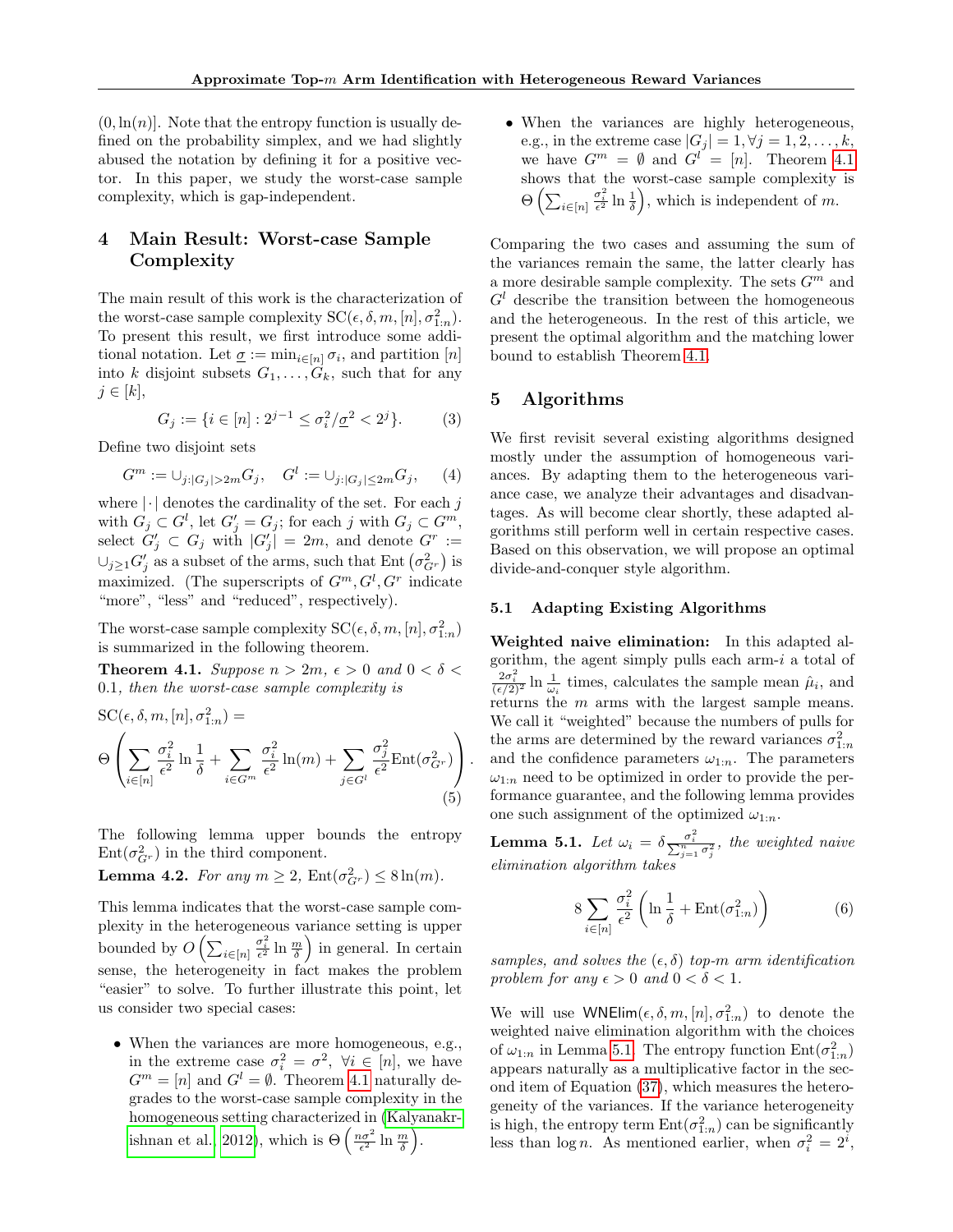$(0, \ln(n)]$. Note that the entropy function is usually defined on the probability simplex, and we had slightly abused the notation by defining it for a positive vector. In this paper, we study the worst-case sample complexity, which is gap-independent.

## 4 Main Result: Worst-case Sample Complexity

The main result of this work is the characterization of the worst-case sample complexity $\mathrm{SC}(\epsilon, \delta, m, [n], \sigma^2_{1:n})$. To present this result, we first introduce some additional notation. Let $\underline{\sigma} := \min_{i\in[n]} \sigma_i$, and partition $[n]$ into $k$ disjoint subsets $G_1, \ldots, G_k$, such that for any $j \in [k]$,

$$G_j := \{i \in [n] : 2^{j-1} \leq \sigma_i^2/\underline{\sigma}^2 < 2^j\}. \tag{3}$$

Define two disjoint sets

$$G^m := \cup_{j:|G_j|>2m} G_j, \quad G^l := \cup_{j:|G_j|\leq 2m} G_j, \tag{4}$$

where $|\cdot|$ denotes the cardinality of the set. For each $j$ with $G_j \subset G^l$, let $G'_j = G_j$; for each $j$ with $G_j \subset G^m$, select $G'_j \subset G_j$ with $|G'_j| = 2m$, and denote $G^r := \cup_{j\geq 1} G'_j$ as a subset of the arms, such that $\mathrm{Ent}\left(\sigma^2_{G^r}\right)$ is maximized. (The superscripts of $G^m, G^l, G^r$ indicate "more", "less" and "reduced", respectively).

The worst-case sample complexity $\mathrm{SC}(\epsilon, \delta, m, [n], \sigma^2_{1:n})$ is summarized in the following theorem.

**Theorem 4.1.** *Suppose $n > 2m$, $\epsilon > 0$ and $0 < \delta < 0.1$, then the worst-case sample complexity is*

$$\mathrm{SC}(\epsilon, \delta, m, [n], \sigma^2_{1:n}) = \Theta\left(\sum_{i\in[n]} \frac{\sigma_i^2}{\epsilon^2} \ln\frac{1}{\delta} + \sum_{i\in G^m} \frac{\sigma_i^2}{\epsilon^2} \ln(m) + \sum_{j\in G^l} \frac{\sigma_j^2}{\epsilon^2} \mathrm{Ent}(\sigma^2_{G^r})\right). \tag{5}$$

The following lemma upper bounds the entropy $\mathrm{Ent}(\sigma^2_{G^r})$ in the third component.

**Lemma 4.2.** *For any $m \geq 2$, $\mathrm{Ent}(\sigma^2_{G^r}) \leq 8\ln(m)$.*

This lemma indicates that the worst-case sample complexity in the heterogeneous variance setting is upper bounded by $O\left(\sum_{i\in[n]} \frac{\sigma_i^2}{\epsilon^2} \ln\frac{m}{\delta}\right)$ in general. In certain sense, the heterogeneity in fact makes the problem "easier" to solve. To further illustrate this point, let us consider two special cases:

- When the variances are more homogeneous, e.g., in the extreme case $\sigma_i^2 = \sigma^2$, $\forall i \in [n]$, we have $G^m = [n]$ and $G^l = \emptyset$. Theorem 4.1 naturally degrades to the worst-case sample complexity in the homogeneous setting characterized in (Kalyanakrishnan et al., 2012), which is $\Theta\left(\frac{n\sigma^2}{\epsilon^2} \ln\frac{m}{\delta}\right)$.
- When the variances are highly heterogeneous, e.g., in the extreme case $|G_j| = 1, \forall j = 1, 2, \ldots, k$, we have $G^m = \emptyset$ and $G^l = [n]$. Theorem 4.1 shows that the worst-case sample complexity is $\Theta\left(\sum_{i\in[n]} \frac{\sigma_i^2}{\epsilon^2} \ln\frac{1}{\delta}\right)$, which is independent of $m$.

Comparing the two cases and assuming the sum of the variances remain the same, the latter clearly has a more desirable sample complexity. The sets $G^m$ and $G^l$ describe the transition between the homogeneous and the heterogeneous. In the rest of this article, we present the optimal algorithm and the matching lower bound to establish Theorem 4.1.

## 5 Algorithms

We first revisit several existing algorithms designed mostly under the assumption of homogeneous variances. By adapting them to the heterogeneous variance case, we analyze their advantages and disadvantages. As will become clear shortly, these adapted algorithms still perform well in certain respective cases. Based on this observation, we will propose an optimal divide-and-conquer style algorithm.

### 5.1 Adapting Existing Algorithms

**Weighted naive elimination:** In this adapted algorithm, the agent simply pulls each arm-$i$ a total of $\frac{2\sigma_i^2}{(\epsilon/2)^2} \ln\frac{1}{\omega_i}$ times, calculates the sample mean $\hat{\mu}_i$, and returns the $m$ arms with the largest sample means. We call it "weighted" because the numbers of pulls for the arms are determined by the reward variances $\sigma^2_{1:n}$ and the confidence parameters $\omega_{1:n}$. The parameters $\omega_{1:n}$ need to be optimized in order to provide the performance guarantee, and the following lemma provides one such assignment of the optimized $\omega_{1:n}$.

**Lemma 5.1.** *Let $\omega_i = \delta\frac{\sigma_i^2}{\sum_{j=1}^n \sigma_j^2}$, the weighted naive elimination algorithm takes*

$$8\sum_{i\in[n]} \frac{\sigma_i^2}{\epsilon^2}\left(\ln\frac{1}{\delta} + \mathrm{Ent}(\sigma^2_{1:n})\right) \tag{6}$$

*samples, and solves the $(\epsilon, \delta)$ top-$m$ arm identification problem for any $\epsilon > 0$ and $0 < \delta < 1$.*

We will use $\mathsf{WNElim}(\epsilon, \delta, m, [n], \sigma^2_{1:n})$ to denote the weighted naive elimination algorithm with the choices of $\omega_{1:n}$ in Lemma 5.1. The entropy function $\mathrm{Ent}(\sigma^2_{1:n})$ appears naturally as a multiplicative factor in the second item of Equation (37), which measures the heterogeneity of the variances. If the variance heterogeneity is high, the entropy term $\mathrm{Ent}(\sigma^2_{1:n})$ can be significantly less than $\log n$. As mentioned earlier, when $\sigma_i^2 = 2^i$,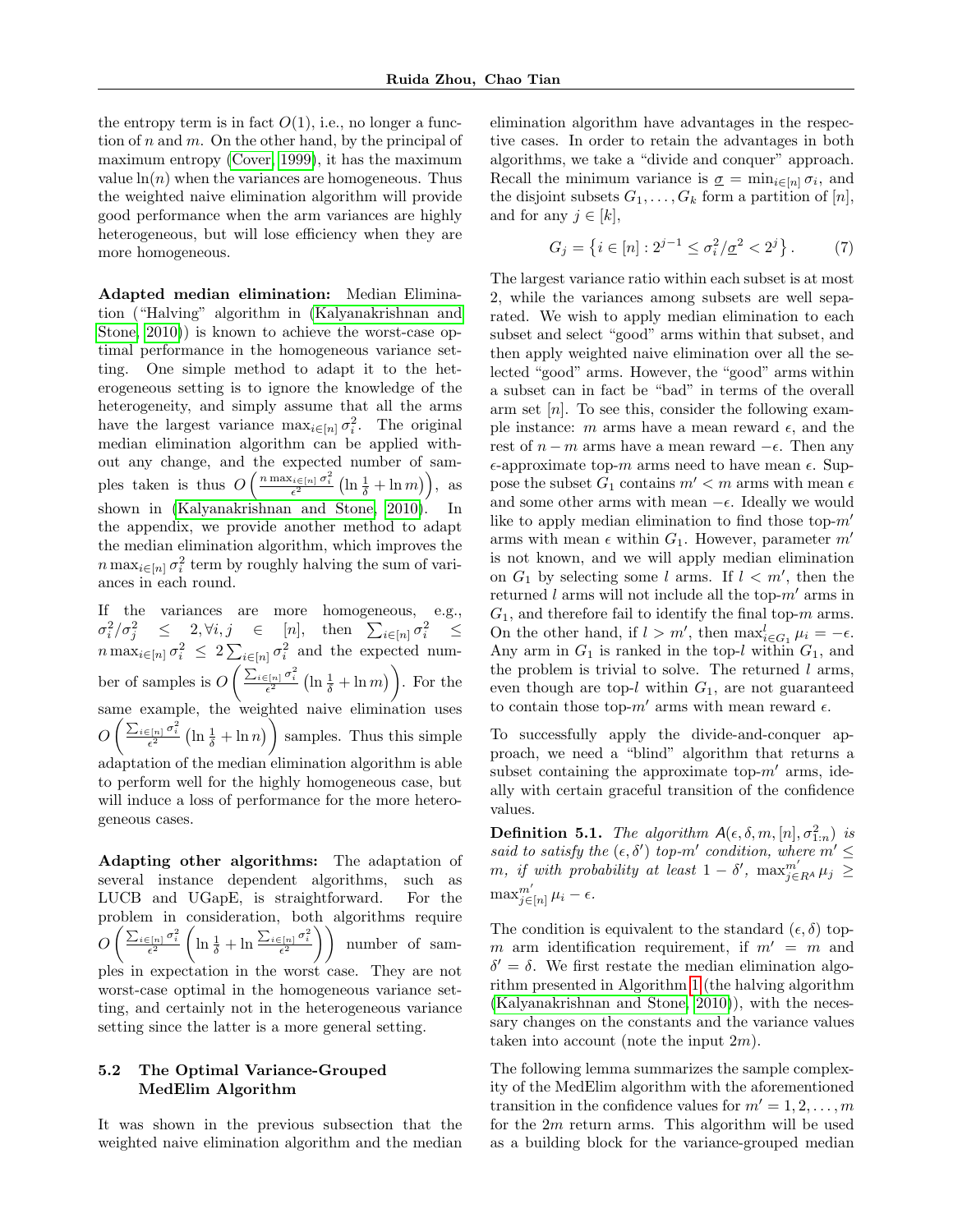the entropy term is in fact $O(1)$, i.e., no longer a function of $n$ and $m$. On the other hand, by the principal of maximum entropy (Cover, 1999), it has the maximum value $\ln(n)$ when the variances are homogeneous. Thus the weighted naive elimination algorithm will provide good performance when the arm variances are highly heterogeneous, but will lose efficiency when they are more homogeneous.

**Adapted median elimination:** Median Elimination ("Halving" algorithm in (Kalyanakrishnan and Stone, 2010)) is known to achieve the worst-case optimal performance in the homogeneous variance setting. One simple method to adapt it to the heterogeneous setting is to ignore the knowledge of the heterogeneity, and simply assume that all the arms have the largest variance $\max_{i\in[n]} \sigma_i^2$. The original median elimination algorithm can be applied without any change, and the expected number of samples taken is thus $O\left(\frac{n \max_{i\in[n]}\sigma_i^2}{\epsilon^2}\left(\ln\frac{1}{\delta} + \ln m\right)\right)$, as shown in (Kalyanakrishnan and Stone, 2010). In the appendix, we provide another method to adapt the median elimination algorithm, which improves the $n\max_{i\in[n]}\sigma_i^2$ term by roughly halving the sum of variances in each round.

If the variances are more homogeneous, e.g., $\sigma_i^2/\sigma_j^2 \le 2, \forall i,j \in [n]$, then $\sum_{i\in[n]}\sigma_i^2 \le n\max_{i\in[n]}\sigma_i^2 \le 2\sum_{i\in[n]}\sigma_i^2$ and the expected number of samples is $O\left(\frac{\sum_{i\in[n]}\sigma_i^2}{\epsilon^2}\left(\ln\frac{1}{\delta}+\ln m\right)\right)$. For the same example, the weighted naive elimination uses $O\left(\frac{\sum_{i\in[n]}\sigma_i^2}{\epsilon^2}\left(\ln\frac{1}{\delta}+\ln n\right)\right)$ samples. Thus this simple adaptation of the median elimination algorithm is able to perform well for the highly homogeneous case, but will induce a loss of performance for the more heterogeneous cases.

**Adapting other algorithms:** The adaptation of several instance dependent algorithms, such as LUCB and UGapE, is straightforward. For the problem in consideration, both algorithms require $O\left(\frac{\sum_{i\in[n]}\sigma_i^2}{\epsilon^2}\left(\ln\frac{1}{\delta}+\ln\frac{\sum_{i\in[n]}\sigma_i^2}{\epsilon^2}\right)\right)$ number of samples in expectation in the worst case. They are not worst-case optimal in the homogeneous variance setting, and certainly not in the heterogeneous variance setting since the latter is a more general setting.

### 5.2 The Optimal Variance-Grouped MedElim Algorithm

It was shown in the previous subsection that the weighted naive elimination algorithm and the median elimination algorithm have advantages in the respective cases. In order to retain the advantages in both algorithms, we take a "divide and conquer" approach. Recall the minimum variance is $\underline{\sigma} = \min_{i\in[n]}\sigma_i$, and the disjoint subsets $G_1,\ldots,G_k$ form a partition of $[n]$, and for any $j\in[k]$,

$$G_j = \left\{ i\in[n] : 2^{j-1} \le \sigma_i^2/\underline{\sigma}^2 < 2^j \right\}. \tag{7}$$

The largest variance ratio within each subset is at most 2, while the variances among subsets are well separated. We wish to apply median elimination to each subset and select "good" arms within that subset, and then apply weighted naive elimination over all the selected "good" arms. However, the "good" arms within a subset can in fact be "bad" in terms of the overall arm set $[n]$. To see this, consider the following example instance: $m$ arms have a mean reward $\epsilon$, and the rest of $n-m$ arms have a mean reward $-\epsilon$. Then any $\epsilon$-approximate top-$m$ arms need to have mean $\epsilon$. Suppose the subset $G_1$ contains $m' < m$ arms with mean $\epsilon$ and some other arms with mean $-\epsilon$. Ideally we would like to apply median elimination to find those top-$m'$ arms with mean $\epsilon$ within $G_1$. However, parameter $m'$ is not known, and we will apply median elimination on $G_1$ by selecting some $l$ arms. If $l < m'$, then the returned $l$ arms will not include all the top-$m'$ arms in $G_1$, and therefore fail to identify the final top-$m$ arms. On the other hand, if $l > m'$, then $\max^l_{i\in G_1}\mu_i = -\epsilon$. Any arm in $G_1$ is ranked in the top-$l$ within $G_1$, and the problem is trivial to solve. The returned $l$ arms, even though are top-$l$ within $G_1$, are not guaranteed to contain those top-$m'$ arms with mean reward $\epsilon$.

To successfully apply the divide-and-conquer approach, we need a "blind" algorithm that returns a subset containing the approximate top-$m'$ arms, ideally with certain graceful transition of the confidence values.

**Definition 5.1.** *The algorithm $\mathsf{A}(\epsilon,\delta,m,[n],\sigma_{1:n}^2)$ is said to satisfy the $(\epsilon,\delta')$ top-$m'$ condition, where $m'\le m$, if with probability at least $1-\delta'$, $\max^{m'}_{j\in R^{\mathsf{A}}}\mu_j \ge \max^{m'}_{j\in[n]}\mu_i - \epsilon$.*

The condition is equivalent to the standard $(\epsilon,\delta)$ top-$m$ arm identification requirement, if $m'=m$ and $\delta'=\delta$. We first restate the median elimination algorithm presented in Algorithm 1 (the halving algorithm (Kalyanakrishnan and Stone, 2010)), with the necessary changes on the constants and the variance values taken into account (note the input $2m$).

The following lemma summarizes the sample complexity of the MedElim algorithm with the aforementioned transition in the confidence values for $m'=1,2,\ldots,m$ for the $2m$ return arms. This algorithm will be used as a building block for the variance-grouped median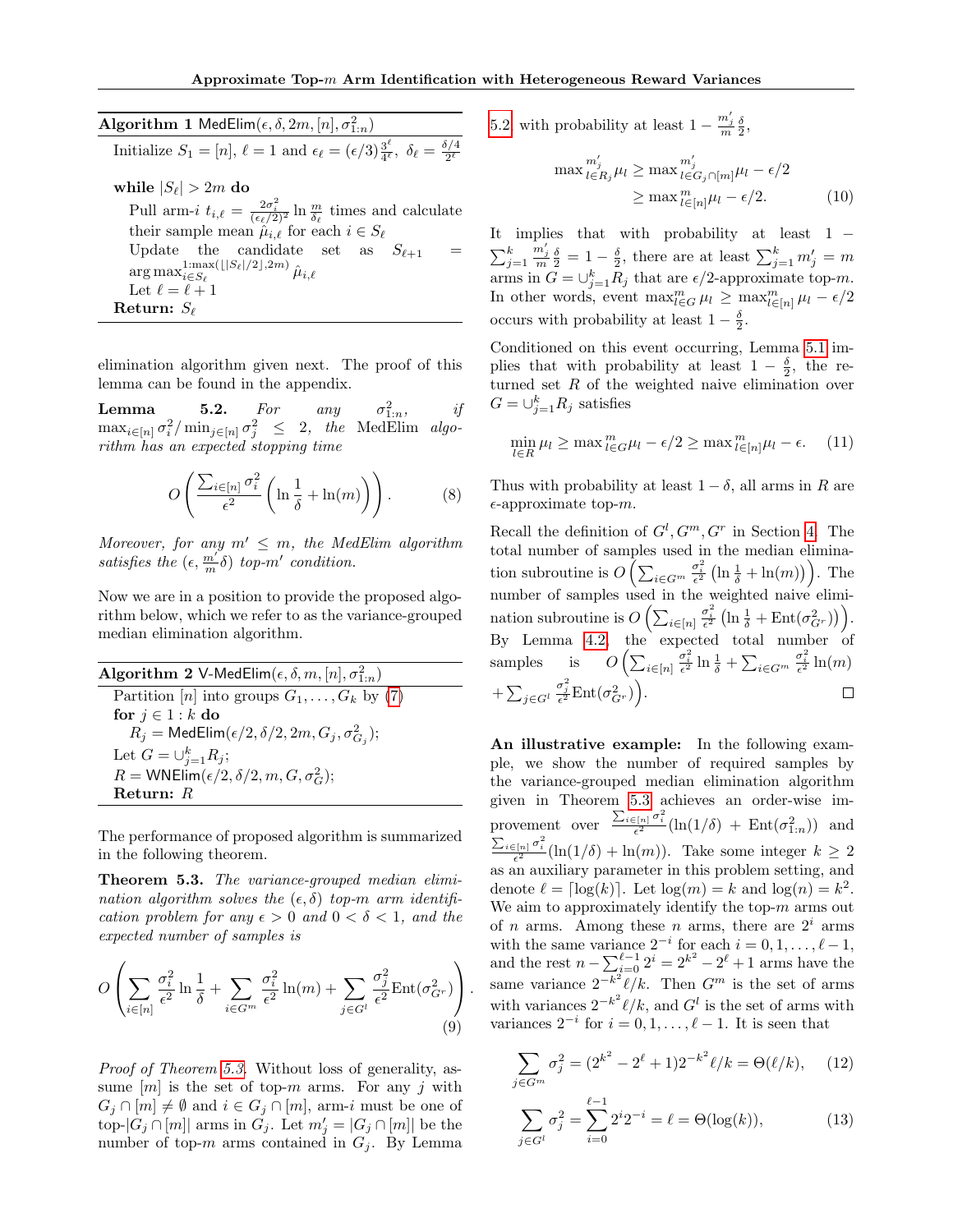**Algorithm 1** MedElim($\epsilon, \delta, 2m, [n], \sigma^2_{1:n}$)

Initialize $S_1 = [n]$, $\ell = 1$ and $\epsilon_\ell = (\epsilon/3)\frac{3^\ell}{4^\ell}$, $\delta_\ell = \frac{\delta/4}{2^\ell}$

**while** $|S_\ell| > 2m$ **do**
  Pull arm-$i$ $t_{i,\ell} = \frac{2\sigma_i^2}{(\epsilon_\ell/2)^2} \ln \frac{m}{\delta_\ell}$ times and calculate their sample mean $\hat{\mu}_{i,\ell}$ for each $i \in S_\ell$
  Update the candidate set as $S_{\ell+1} = \arg\max_{i \in S_\ell}^{1:\max(\lfloor |S_\ell|/2 \rfloor, 2m)} \hat{\mu}_{i,\ell}$
  Let $\ell = \ell + 1$
**Return:** $S_\ell$

elimination algorithm given next. The proof of this lemma can be found in the appendix.

**Lemma 5.2.** *For any $\sigma^2_{1:n}$, if $\max_{i\in[n]} \sigma_i^2 / \min_{j \in [n]} \sigma_j^2 \le 2$, the* MedElim *algorithm has an expected stopping time*

$$O\left(\frac{\sum_{i\in[n]}\sigma_i^2}{\epsilon^2}\left(\ln\frac{1}{\delta} + \ln(m)\right)\right). \tag{8}$$

*Moreover, for any $m' \le m$, the MedElim algorithm satisfies the $(\epsilon, \frac{m'}{m}\delta)$ top-$m'$ condition.*

Now we are in a position to provide the proposed algorithm below, which we refer to as the variance-grouped median elimination algorithm.

**Algorithm 2** V-MedElim($\epsilon, \delta, m, [n], \sigma^2_{1:n}$)

Partition $[n]$ into groups $G_1, \ldots, G_k$ by (7)
**for** $j \in 1 : k$ **do**
  $R_j = \mathsf{MedElim}(\epsilon/2, \delta/2, 2m, G_j, \sigma^2_{G_j})$;
Let $G = \cup_{j=1}^k R_j$;
$R = \mathsf{WNElim}(\epsilon/2, \delta/2, m, G, \sigma^2_G)$;
**Return:** $R$

The performance of proposed algorithm is summarized in the following theorem.

**Theorem 5.3.** *The variance-grouped median elimination algorithm solves the $(\epsilon, \delta)$ top-$m$ arm identification problem for any $\epsilon > 0$ and $0 < \delta < 1$, and the expected number of samples is*

$$O\left(\sum_{i\in[n]}\frac{\sigma_i^2}{\epsilon^2}\ln\frac{1}{\delta} + \sum_{i \in G^m}\frac{\sigma_i^2}{\epsilon^2}\ln(m) + \sum_{j\in G^l}\frac{\sigma_j^2}{\epsilon^2}\mathrm{Ent}(\sigma^2_{G^r})\right). \tag{9}$$

*Proof of Theorem 5.3.* Without loss of generality, assume $[m]$ is the set of top-$m$ arms. For any $j$ with $G_j \cap [m] \neq \emptyset$ and $i \in G_j \cap [m]$, arm-$i$ must be one of top-$|G_j \cap [m]|$ arms in $G_j$. Let $m'_j = |G_j \cap [m]|$ be the number of top-$m$ arms contained in $G_j$. By Lemma 5.2 with probability at least $1 - \frac{m'_j}{m}\frac{\delta}{2}$,

$$\begin{aligned}\max{}^{m'_j}_{l\in R_j}\mu_l &\ge \max{}^{m'_j}_{l \in G_j \cap [m]}\mu_l - \epsilon/2 \\ &\ge \max{}^{m}_{l\in[n]}\mu_l - \epsilon/2.\end{aligned} \tag{10}$$

It implies that with probability at least $1 - \sum_{j=1}^k \frac{m'_j}{m}\frac{\delta}{2} = 1 - \frac{\delta}{2}$, there are at least $\sum_{j=1}^k m'_j = m$ arms in $G = \cup_{j=1}^k R_j$ that are $\epsilon/2$-approximate top-$m$. In other words, event $\max^m_{l\in G}\mu_l \ge \max^m_{l\in[n]}\mu_l - \epsilon/2$ occurs with probability at least $1 - \frac{\delta}{2}$.

Conditioned on this event occurring, Lemma 5.1 implies that with probability at least $1 - \frac{\delta}{2}$, the returned set $R$ of the weighted naive elimination over $G = \cup_{j=1}^k R_j$ satisfies

$$\min_{l\in R}\mu_l \ge \max{}^m_{l\in G}\mu_l - \epsilon/2 \ge \max{}^m_{l\in[n]}\mu_l - \epsilon. \tag{11}$$

Thus with probability at least $1 - \delta$, all arms in $R$ are $\epsilon$-approximate top-$m$.

Recall the definition of $G^l, G^m, G^r$ in Section 4. The total number of samples used in the median elimination subroutine is $O\left(\sum_{i\in G^m}\frac{\sigma_i^2}{\epsilon^2}\left(\ln\frac{1}{\delta} + \ln(m)\right)\right)$. The number of samples used in the weighted naive elimination subroutine is $O\left(\sum_{i\in[n]}\frac{\sigma_i^2}{\epsilon^2}\left(\ln\frac{1}{\delta} + \mathrm{Ent}(\sigma^2_{G^r})\right)\right)$. By Lemma 4.2, the expected total number of samples is $O\Big(\sum_{i\in[n]}\frac{\sigma_i^2}{\epsilon^2}\ln\frac{1}{\delta} + \sum_{i\in G^m}\frac{\sigma_i^2}{\epsilon^2}\ln(m)$ $+ \sum_{j\in G^l}\frac{\sigma_j^2}{\epsilon^2}\mathrm{Ent}(\sigma^2_{G^r})\Big)$. ∎

**An illustrative example:** In the following example, we show the number of required samples by the variance-grouped median elimination algorithm given in Theorem 5.3 achieves an order-wise improvement over $\frac{\sum_{i\in[n]}\sigma_i^2}{\epsilon^2}(\ln(1/\delta) + \mathrm{Ent}(\sigma^2_{1:n}))$ and $\frac{\sum_{i\in[n]}\sigma_i^2}{\epsilon^2}(\ln(1/\delta) + \ln(m))$. Take some integer $k \ge 2$ as an auxiliary parameter in this problem setting, and denote $\ell = \lceil \log(k) \rceil$. Let $\log(m) = k$ and $\log(n) = k^2$. We aim to approximately identify the top-$m$ arms out of $n$ arms. Among these $n$ arms, there are $2^i$ arms with the same variance $2^{-i}$ for each $i = 0, 1, \ldots, \ell-1$, and the rest $n - \sum_{i=0}^{\ell-1} 2^i = 2^{k^2} - 2^\ell + 1$ arms have the same variance $2^{-k^2}\ell/k$. Then $G^m$ is the set of arms with variances $2^{-k^2}\ell/k$, and $G^l$ is the set of arms with variances $2^{-i}$ for $i = 0, 1, \ldots, \ell-1$. It is seen that

$$\sum_{j\in G^m}\sigma_j^2 = (2^{k^2} - 2^\ell + 1)2^{-k^2}\ell/k = \Theta(\ell/k), \tag{12}$$

$$\sum_{j\in G^l}\sigma_j^2 = \sum_{i=0}^{\ell-1}2^i 2^{-i} = \ell = \Theta(\log(k)), \tag{13}$$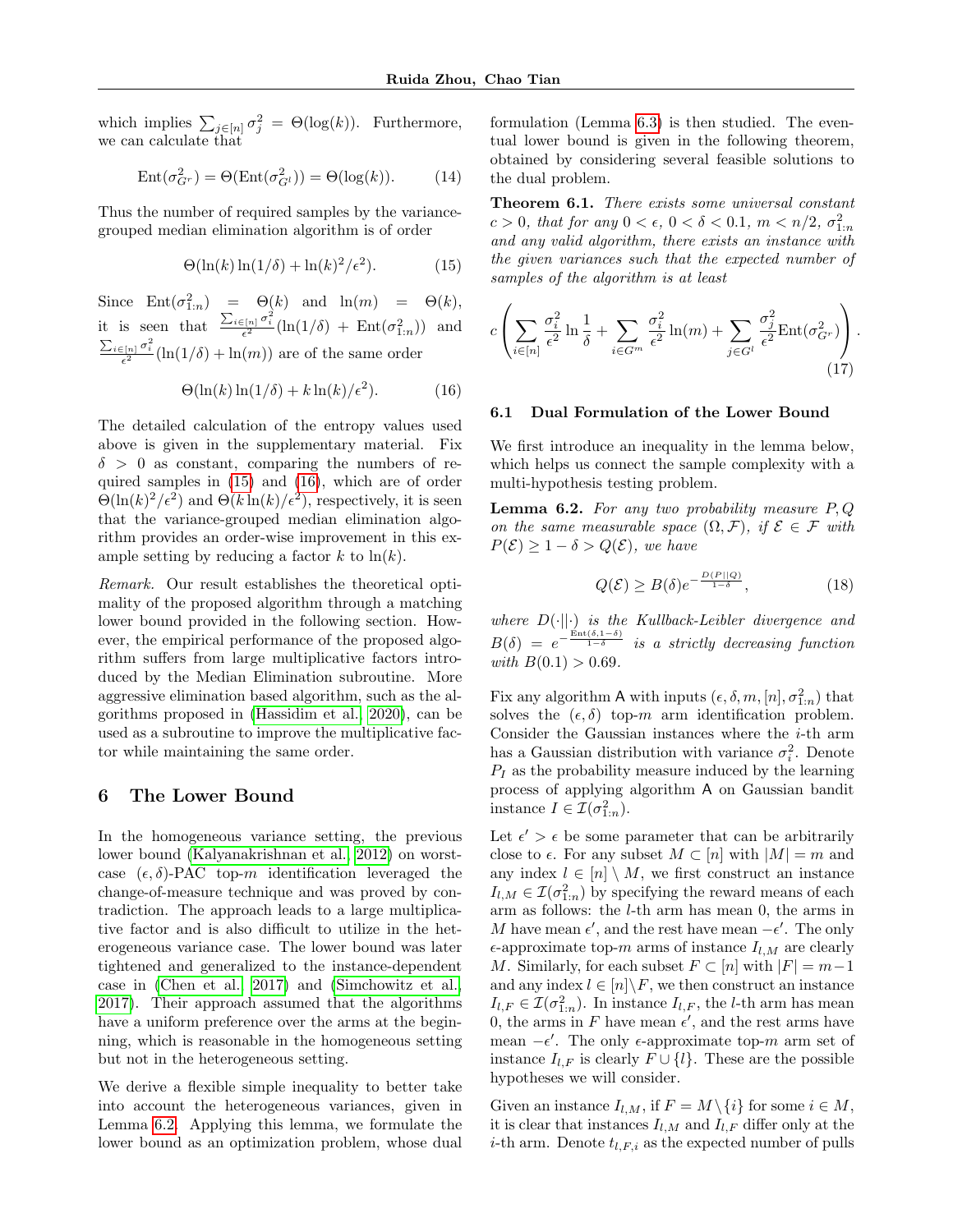which implies $\sum_{j\in[n]} \sigma_j^2 = \Theta(\log(k))$. Furthermore, we can calculate that

$$\text{Ent}(\sigma^2_{G^r}) = \Theta(\text{Ent}(\sigma^2_{G^l})) = \Theta(\log(k)). \tag{14}$$

Thus the number of required samples by the variance-grouped median elimination algorithm is of order

$$\Theta(\ln(k)\ln(1/\delta) + \ln(k)^2/\epsilon^2). \tag{15}$$

Since $\text{Ent}(\sigma^2_{1:n}) = \Theta(k)$ and $\ln(m) = \Theta(k)$, it is seen that $\frac{\sum_{i\in[n]}\sigma_i^2}{\epsilon^2}(\ln(1/\delta) + \text{Ent}(\sigma^2_{1:n}))$ and $\frac{\sum_{i\in[n]}\sigma_i^2}{\epsilon^2}(\ln(1/\delta) + \ln(m))$ are of the same order

$$\Theta(\ln(k)\ln(1/\delta) + k\ln(k)/\epsilon^2). \tag{16}$$

The detailed calculation of the entropy values used above is given in the supplementary material. Fix $\delta > 0$ as constant, comparing the numbers of required samples in (15) and (16), which are of order $\Theta(\ln(k)^2/\epsilon^2)$ and $\Theta(k\ln(k)/\epsilon^2)$, respectively, it is seen that the variance-grouped median elimination algorithm provides an order-wise improvement in this example setting by reducing a factor $k$ to $\ln(k)$.

*Remark.* Our result establishes the theoretical optimality of the proposed algorithm through a matching lower bound provided in the following section. However, the empirical performance of the proposed algorithm suffers from large multiplicative factors introduced by the Median Elimination subroutine. More aggressive elimination based algorithm, such as the algorithms proposed in (Hassidim et al., 2020), can be used as a subroutine to improve the multiplicative factor while maintaining the same order.

## 6 The Lower Bound

In the homogeneous variance setting, the previous lower bound (Kalyanakrishnan et al., 2012) on worst-case $(\epsilon,\delta)$-PAC top-$m$ identification leveraged the change-of-measure technique and was proved by contradiction. The approach leads to a large multiplicative factor and is also difficult to utilize in the heterogeneous variance case. The lower bound was later tightened and generalized to the instance-dependent case in (Chen et al., 2017) and (Simchowitz et al., 2017). Their approach assumed that the algorithms have a uniform preference over the arms at the beginning, which is reasonable in the homogeneous setting but not in the heterogeneous setting.

We derive a flexible simple inequality to better take into account the heterogeneous variances, given in Lemma 6.2. Applying this lemma, we formulate the lower bound as an optimization problem, whose dual formulation (Lemma 6.3) is then studied. The eventual lower bound is given in the following theorem, obtained by considering several feasible solutions to the dual problem.

**Theorem 6.1.** *There exists some universal constant $c > 0$, that for any $0 < \epsilon$, $0 < \delta < 0.1$, $m < n/2$, $\sigma^2_{1:n}$ and any valid algorithm, there exists an instance with the given variances such that the expected number of samples of the algorithm is at least*

$$c\left(\sum_{i\in[n]}\frac{\sigma_i^2}{\epsilon^2}\ln\frac{1}{\delta} + \sum_{i\in G^m}\frac{\sigma_i^2}{\epsilon^2}\ln(m) + \sum_{j\in G^l}\frac{\sigma_j^2}{\epsilon^2}\text{Ent}(\sigma^2_{G^r})\right). \tag{17}$$

### 6.1 Dual Formulation of the Lower Bound

We first introduce an inequality in the lemma below, which helps us connect the sample complexity with a multi-hypothesis testing problem.

**Lemma 6.2.** *For any two probability measure $P, Q$ on the same measurable space $(\Omega,\mathcal{F})$, if $\mathcal{E}\in\mathcal{F}$ with $P(\mathcal{E}) \geq 1-\delta > Q(\mathcal{E})$, we have*

$$Q(\mathcal{E}) \geq B(\delta)e^{-\frac{D(P||Q)}{1-\delta}}, \tag{18}$$

*where $D(\cdot||\cdot)$ is the Kullback-Leibler divergence and $B(\delta) = e^{-\frac{\text{Ent}(\delta,1-\delta)}{1-\delta}}$ is a strictly decreasing function with $B(0.1) > 0.69$.*

Fix any algorithm $\mathsf{A}$ with inputs $(\epsilon,\delta,m,[n],\sigma^2_{1:n})$ that solves the $(\epsilon,\delta)$ top-$m$ arm identification problem. Consider the Gaussian instances where the $i$-th arm has a Gaussian distribution with variance $\sigma_i^2$. Denote $P_I$ as the probability measure induced by the learning process of applying algorithm $\mathsf{A}$ on Gaussian bandit instance $I\in\mathcal{I}(\sigma^2_{1:n})$.

Let $\epsilon' > \epsilon$ be some parameter that can be arbitrarily close to $\epsilon$. For any subset $M\subset[n]$ with $|M| = m$ and any index $l\in[n]\setminus M$, we first construct an instance $I_{l,M}\in\mathcal{I}(\sigma^2_{1:n})$ by specifying the reward means of each arm as follows: the $l$-th arm has mean 0, the arms in $M$ have mean $\epsilon'$, and the rest have mean $-\epsilon'$. The only $\epsilon$-approximate top-$m$ arms of instance $I_{l,M}$ are clearly $M$. Similarly, for each subset $F\subset[n]$ with $|F| = m-1$ and any index $l\in[n]\backslash F$, we then construct an instance $I_{l,F}\in\mathcal{I}(\sigma^2_{1:n})$. In instance $I_{l,F}$, the $l$-th arm has mean 0, the arms in $F$ have mean $\epsilon'$, and the rest arms have mean $-\epsilon'$. The only $\epsilon$-approximate top-$m$ arm set of instance $I_{l,F}$ is clearly $F\cup\{l\}$. These are the possible hypotheses we will consider.

Given an instance $I_{l,M}$, if $F = M\backslash\{i\}$ for some $i\in M$, it is clear that instances $I_{l,M}$ and $I_{l,F}$ differ only at the $i$-th arm. Denote $t_{l,F,i}$ as the expected number of pulls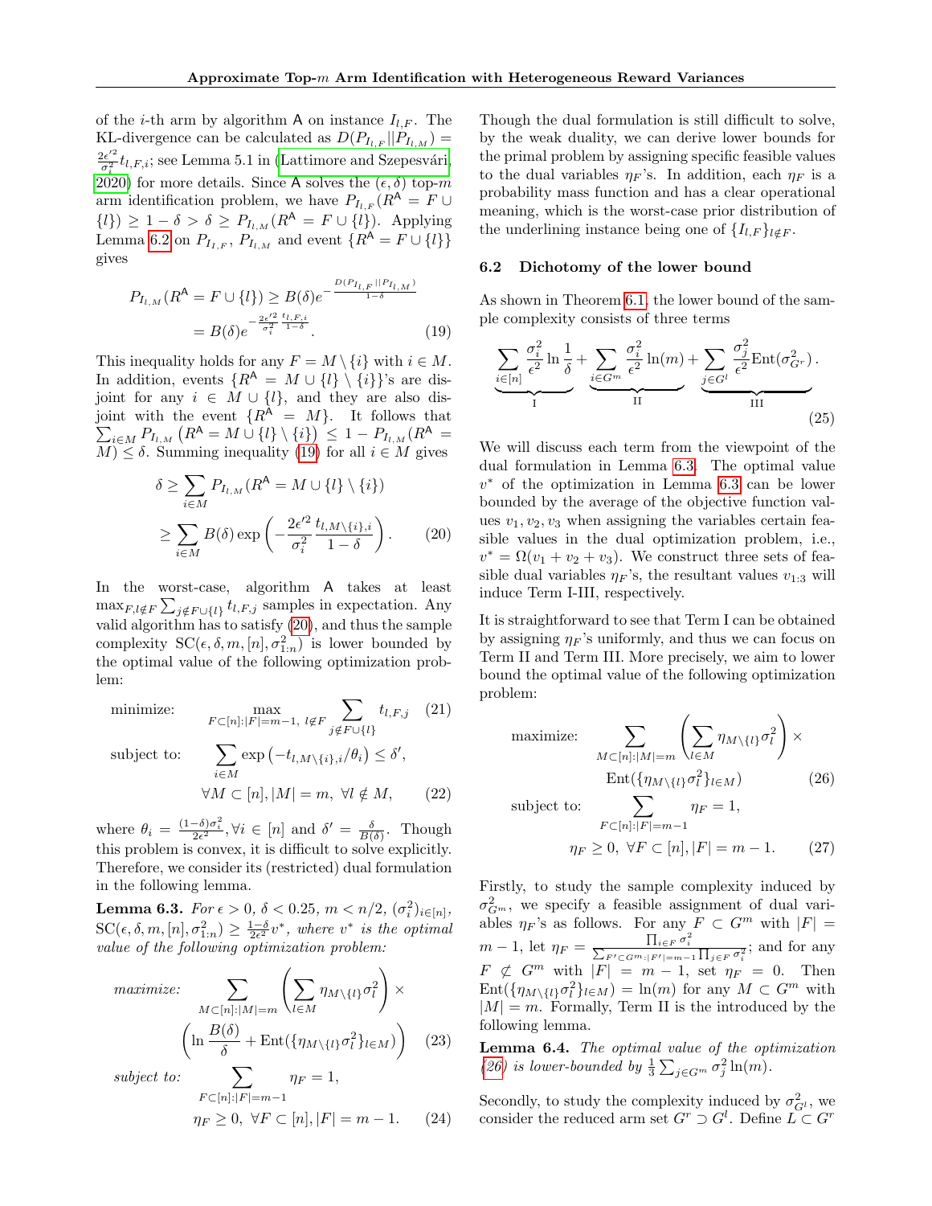of the $i$-th arm by algorithm $\mathsf{A}$ on instance $I_{l,F}$. The KL-divergence can be calculated as $D(P_{I_{l,F}}||P_{I_{l,M}}) = \frac{2\epsilon'^2}{\sigma_i^2} t_{l,F,i}$; see Lemma 5.1 in (Lattimore and Szepesvári, 2020) for more details. Since $\mathsf{A}$ solves the $(\epsilon, \delta)$ top-$m$ arm identification problem, we have $P_{I_{l,F}}(R^{\mathsf{A}} = F \cup \{l\}) \geq 1 - \delta > \delta \geq P_{I_{l,M}}(R^{\mathsf{A}} = F \cup \{l\})$. Applying Lemma 6.2 on $P_{I_{l,F}}$, $P_{I_{l,M}}$ and event $\{R^{\mathsf{A}} = F \cup \{l\}\}$ gives

$$
\begin{aligned}
P_{I_{l,M}}(R^{\mathsf{A}} = F \cup \{l\}) &\geq B(\delta) e^{-\frac{D(P_{I_{l,F}}||P_{I_{l,M}})}{1-\delta}} \\
&= B(\delta) e^{-\frac{2\epsilon'^2}{\sigma_i^2} \frac{t_{l,F,i}}{1-\delta}}. \qquad (19)
\end{aligned}
$$

This inequality holds for any $F = M \setminus \{i\}$ with $i \in M$. In addition, events $\{R^{\mathsf{A}} = M \cup \{l\} \setminus \{i\}\}$'s are disjoint for any $i \in M \cup \{l\}$, and they are also disjoint with the event $\{R^{\mathsf{A}} = M\}$. It follows that $\sum_{i \in M} P_{I_{l,M}}\left(R^{\mathsf{A}} = M \cup \{l\} \setminus \{i\}\right) \leq 1 - P_{I_{l,M}}(R^{\mathsf{A}} = M) \leq \delta$. Summing inequality (19) for all $i \in M$ gives

$$
\begin{aligned}
\delta &\geq \sum_{i \in M} P_{I_{l,M}}(R^{\mathsf{A}} = M \cup \{l\} \setminus \{i\}) \\
&\geq \sum_{i \in M} B(\delta) \exp\left(-\frac{2\epsilon'^2}{\sigma_i^2} \frac{t_{l,M\setminus\{i\},i}}{1-\delta}\right). \qquad (20)
\end{aligned}
$$

In the worst-case, algorithm $\mathsf{A}$ takes at least $\max_{F, l \notin F} \sum_{j \notin F \cup \{l\}} t_{l,F,j}$ samples in expectation. Any valid algorithm has to satisfy (20), and thus the sample complexity $\mathrm{SC}(\epsilon, \delta, m, [n], \sigma_{1:n}^2)$ is lower bounded by the optimal value of the following optimization problem:

$$
\begin{aligned}
\text{minimize:} \quad & \max_{F \subset [n]: |F| = m-1,\ l \notin F} \sum_{j \notin F \cup \{l\}} t_{l,F,j} \qquad (21) \\
\text{subject to:} \quad & \sum_{i \in M} \exp\left(-t_{l,M\setminus\{i\},i}/\theta_i\right) \leq \delta', \\
& \forall M \subset [n], |M| = m,\ \forall l \notin M, \qquad (22)
\end{aligned}
$$

where $\theta_i = \frac{(1-\delta)\sigma_i^2}{2\epsilon^2}, \forall i \in [n]$ and $\delta' = \frac{\delta}{B(\delta)}$. Though this problem is convex, it is difficult to solve explicitly. Therefore, we consider its (restricted) dual formulation in the following lemma.

**Lemma 6.3.** *For $\epsilon > 0$, $\delta < 0.25$, $m < n/2$, $(\sigma_i^2)_{i \in [n]}$, $\mathrm{SC}(\epsilon, \delta, m, [n], \sigma_{1:n}^2) \geq \frac{1-\delta}{2\epsilon^2} v^*$, where $v^*$ is the optimal value of the following optimization problem:*

$$
\begin{aligned}
\textit{maximize:} \quad & \sum_{M \subset [n]: |M| = m} \left(\sum_{l \in M} \eta_{M\setminus\{l\}} \sigma_l^2\right) \times \\
& \left(\ln \frac{B(\delta)}{\delta} + \mathrm{Ent}(\{\eta_{M\setminus\{l\}} \sigma_l^2\}_{l \in M})\right) \qquad (23) \\
\textit{subject to:} \quad & \sum_{F \subset [n]: |F| = m-1} \eta_F = 1, \\
& \eta_F \geq 0,\ \forall F \subset [n], |F| = m-1. \qquad (24)
\end{aligned}
$$

Though the dual formulation is still difficult to solve, by the weak duality, we can derive lower bounds for the primal problem by assigning specific feasible values to the dual variables $\eta_F$'s. In addition, each $\eta_F$ is a probability mass function and has a clear operational meaning, which is the worst-case prior distribution of the underlining instance being one of $\{I_{l,F}\}_{l \notin F}$.

### 6.2 Dichotomy of the lower bound

As shown in Theorem 6.1, the lower bound of the sample complexity consists of three terms

$$
\underbrace{\sum_{i \in [n]} \frac{\sigma_i^2}{\epsilon^2} \ln \frac{1}{\delta}}_{\text{I}} + \underbrace{\sum_{i \in G^m} \frac{\sigma_i^2}{\epsilon^2} \ln(m)}_{\text{II}} + \underbrace{\sum_{j \in G^l} \frac{\sigma_j^2}{\epsilon^2} \mathrm{Ent}(\sigma_{G^r}^2)}_{\text{III}}. \qquad (25)
$$

We will discuss each term from the viewpoint of the dual formulation in Lemma 6.3. The optimal value $v^*$ of the optimization in Lemma 6.3 can be lower bounded by the average of the objective function values $v_1, v_2, v_3$ when assigning the variables certain feasible values in the dual optimization problem, i.e., $v^* = \Omega(v_1 + v_2 + v_3)$. We construct three sets of feasible dual variables $\eta_F$'s, the resultant values $v_{1:3}$ will induce Term I-III, respectively.

It is straightforward to see that Term I can be obtained by assigning $\eta_F$'s uniformly, and thus we can focus on Term II and Term III. More precisely, we aim to lower bound the optimal value of the following optimization problem:

$$
\begin{aligned}
\text{maximize:} \quad & \sum_{M \subset [n]: |M| = m} \left(\sum_{l \in M} \eta_{M\setminus\{l\}} \sigma_l^2\right) \times \\
& \mathrm{Ent}(\{\eta_{M\setminus\{l\}} \sigma_l^2\}_{l \in M}) \qquad (26) \\
\text{subject to:} \quad & \sum_{F \subset [n]: |F| = m-1} \eta_F = 1, \\
& \eta_F \geq 0,\ \forall F \subset [n], |F| = m-1. \qquad (27)
\end{aligned}
$$

Firstly, to study the sample complexity induced by $\sigma_{G^m}^2$, we specify a feasible assignment of dual variables $\eta_F$'s as follows. For any $F \subset G^m$ with $|F| = m-1$, let $\eta_F = \frac{\prod_{i \in F} \sigma_i^2}{\sum_{F' \subset G^m : |F'| = m-1} \prod_{j \in F} \sigma_i^2}$; and for any $F \not\subset G^m$ with $|F| = m-1$, set $\eta_F = 0$. Then $\mathrm{Ent}(\{\eta_{M\setminus\{l\}} \sigma_l^2\}_{l \in M}) = \ln(m)$ for any $M \subset G^m$ with $|M| = m$. Formally, Term II is the introduced by the following lemma.

**Lemma 6.4.** *The optimal value of the optimization (26) is lower-bounded by $\frac{1}{3} \sum_{j \in G^m} \sigma_j^2 \ln(m)$.*

Secondly, to study the complexity induced by $\sigma_{G^l}^2$, we consider the reduced arm set $G^r \supset G^l$. Define $L \subset G^r$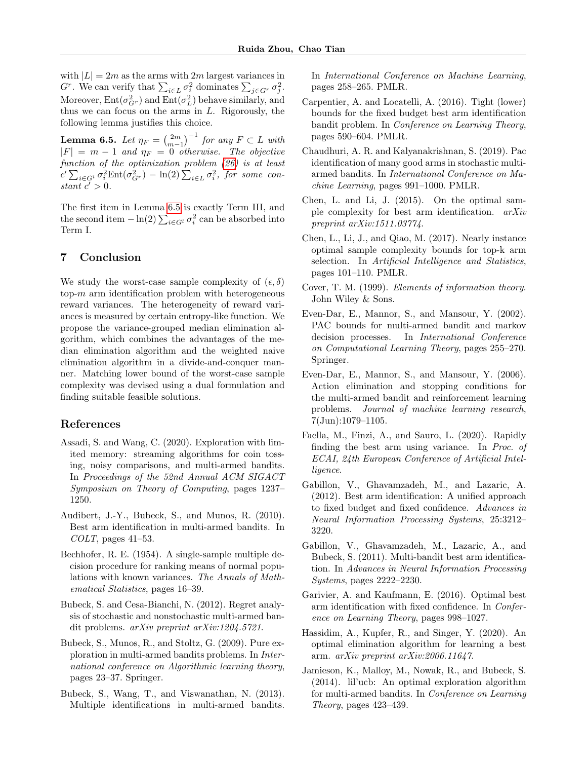with $|L| = 2m$ as the arms with $2m$ largest variances in $G^r$. We can verify that $\sum_{i \in L} \sigma_i^2$ dominates $\sum_{j \in G^r} \sigma_j^2$. Moreover, $\text{Ent}(\sigma_{G^r}^2)$ and $\text{Ent}(\sigma_L^2)$ behave similarly, and thus we can focus on the arms in $L$. Rigorously, the following lemma justifies this choice.

**Lemma 6.5.** *Let $\eta_F = \binom{2m}{m-1}^{-1}$ for any $F \subset L$ with $|F| = m - 1$ and $\eta_F = 0$ otherwise. The objective function of the optimization problem (26) is at least $c' \sum_{i \in G^l} \sigma_i^2 \text{Ent}(\sigma_{G^r}^2) - \ln(2) \sum_{i \in L} \sigma_i^2$, for some constant $c' > 0$.*

The first item in Lemma 6.5 is exactly Term III, and the second item $-\ln(2) \sum_{i \in G^l} \sigma_i^2$ can be absorbed into Term I.

## 7 Conclusion

We study the worst-case sample complexity of $(\epsilon, \delta)$ top-$m$ arm identification problem with heterogeneous reward variances. The heterogeneity of reward variances is measured by certain entropy-like function. We propose the variance-grouped median elimination algorithm, which combines the advantages of the median elimination algorithm and the weighted naive elimination algorithm in a divide-and-conquer manner. Matching lower bound of the worst-case sample complexity was devised using a dual formulation and finding suitable feasible solutions.

## References

Assadi, S. and Wang, C. (2020). Exploration with limited memory: streaming algorithms for coin tossing, noisy comparisons, and multi-armed bandits. In *Proceedings of the 52nd Annual ACM SIGACT Symposium on Theory of Computing*, pages 1237–1250.

Audibert, J.-Y., Bubeck, S., and Munos, R. (2010). Best arm identification in multi-armed bandits. In *COLT*, pages 41–53.

Bechhofer, R. E. (1954). A single-sample multiple decision procedure for ranking means of normal populations with known variances. *The Annals of Mathematical Statistics*, pages 16–39.

Bubeck, S. and Cesa-Bianchi, N. (2012). Regret analysis of stochastic and nonstochastic multi-armed bandit problems. *arXiv preprint arXiv:1204.5721*.

Bubeck, S., Munos, R., and Stoltz, G. (2009). Pure exploration in multi-armed bandits problems. In *International conference on Algorithmic learning theory*, pages 23–37. Springer.

Bubeck, S., Wang, T., and Viswanathan, N. (2013). Multiple identifications in multi-armed bandits. In *International Conference on Machine Learning*, pages 258–265. PMLR.

Carpentier, A. and Locatelli, A. (2016). Tight (lower) bounds for the fixed budget best arm identification bandit problem. In *Conference on Learning Theory*, pages 590–604. PMLR.

Chaudhuri, A. R. and Kalyanakrishnan, S. (2019). Pac identification of many good arms in stochastic multi-armed bandits. In *International Conference on Machine Learning*, pages 991–1000. PMLR.

Chen, L. and Li, J. (2015). On the optimal sample complexity for best arm identification. *arXiv preprint arXiv:1511.03774*.

Chen, L., Li, J., and Qiao, M. (2017). Nearly instance optimal sample complexity bounds for top-k arm selection. In *Artificial Intelligence and Statistics*, pages 101–110. PMLR.

Cover, T. M. (1999). *Elements of information theory*. John Wiley & Sons.

Even-Dar, E., Mannor, S., and Mansour, Y. (2002). PAC bounds for multi-armed bandit and markov decision processes. In *International Conference on Computational Learning Theory*, pages 255–270. Springer.

Even-Dar, E., Mannor, S., and Mansour, Y. (2006). Action elimination and stopping conditions for the multi-armed bandit and reinforcement learning problems. *Journal of machine learning research*, 7(Jun):1079–1105.

Faella, M., Finzi, A., and Sauro, L. (2020). Rapidly finding the best arm using variance. In *Proc. of ECAI, 24th European Conference of Artificial Intelligence*.

Gabillon, V., Ghavamzadeh, M., and Lazaric, A. (2012). Best arm identification: A unified approach to fixed budget and fixed confidence. *Advances in Neural Information Processing Systems*, 25:3212–3220.

Gabillon, V., Ghavamzadeh, M., Lazaric, A., and Bubeck, S. (2011). Multi-bandit best arm identification. In *Advances in Neural Information Processing Systems*, pages 2222–2230.

Garivier, A. and Kaufmann, E. (2016). Optimal best arm identification with fixed confidence. In *Conference on Learning Theory*, pages 998–1027.

Hassidim, A., Kupfer, R., and Singer, Y. (2020). An optimal elimination algorithm for learning a best arm. *arXiv preprint arXiv:2006.11647*.

Jamieson, K., Malloy, M., Nowak, R., and Bubeck, S. (2014). lil'ucb: An optimal exploration algorithm for multi-armed bandits. In *Conference on Learning Theory*, pages 423–439.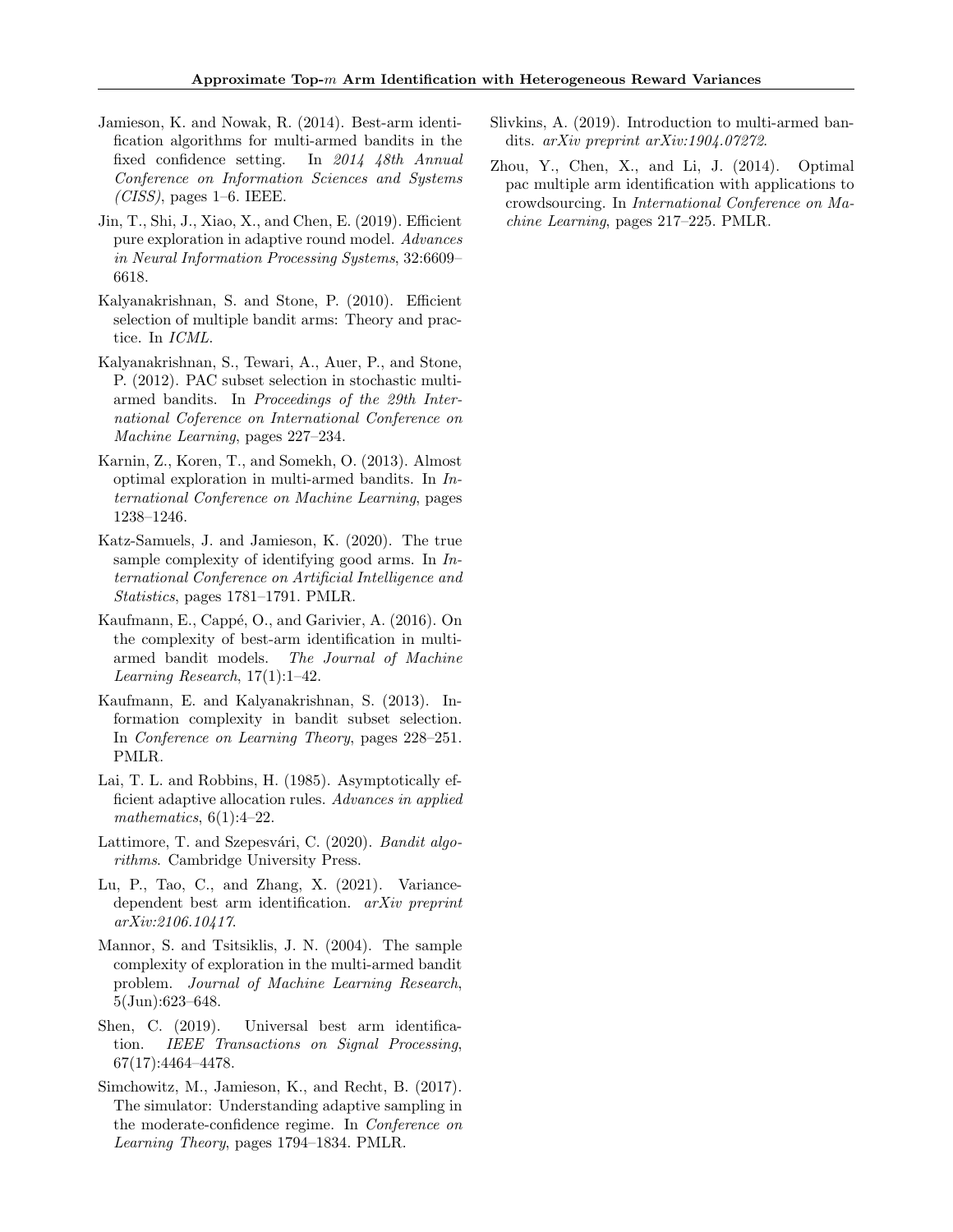Jamieson, K. and Nowak, R. (2014). Best-arm identification algorithms for multi-armed bandits in the fixed confidence setting. In *2014 48th Annual Conference on Information Sciences and Systems (CISS)*, pages 1–6. IEEE.

Jin, T., Shi, J., Xiao, X., and Chen, E. (2019). Efficient pure exploration in adaptive round model. *Advances in Neural Information Processing Systems*, 32:6609–6618.

Kalyanakrishnan, S. and Stone, P. (2010). Efficient selection of multiple bandit arms: Theory and practice. In *ICML*.

Kalyanakrishnan, S., Tewari, A., Auer, P., and Stone, P. (2012). PAC subset selection in stochastic multi-armed bandits. In *Proceedings of the 29th International Coference on International Conference on Machine Learning*, pages 227–234.

Karnin, Z., Koren, T., and Somekh, O. (2013). Almost optimal exploration in multi-armed bandits. In *International Conference on Machine Learning*, pages 1238–1246.

Katz-Samuels, J. and Jamieson, K. (2020). The true sample complexity of identifying good arms. In *International Conference on Artificial Intelligence and Statistics*, pages 1781–1791. PMLR.

Kaufmann, E., Cappé, O., and Garivier, A. (2016). On the complexity of best-arm identification in multi-armed bandit models. *The Journal of Machine Learning Research*, 17(1):1–42.

Kaufmann, E. and Kalyanakrishnan, S. (2013). Information complexity in bandit subset selection. In *Conference on Learning Theory*, pages 228–251. PMLR.

Lai, T. L. and Robbins, H. (1985). Asymptotically efficient adaptive allocation rules. *Advances in applied mathematics*, 6(1):4–22.

Lattimore, T. and Szepesvári, C. (2020). *Bandit algorithms*. Cambridge University Press.

Lu, P., Tao, C., and Zhang, X. (2021). Variance-dependent best arm identification. *arXiv preprint arXiv:2106.10417*.

Mannor, S. and Tsitsiklis, J. N. (2004). The sample complexity of exploration in the multi-armed bandit problem. *Journal of Machine Learning Research*, 5(Jun):623–648.

Shen, C. (2019). Universal best arm identification. *IEEE Transactions on Signal Processing*, 67(17):4464–4478.

Simchowitz, M., Jamieson, K., and Recht, B. (2017). The simulator: Understanding adaptive sampling in the moderate-confidence regime. In *Conference on Learning Theory*, pages 1794–1834. PMLR.

Slivkins, A. (2019). Introduction to multi-armed bandits. *arXiv preprint arXiv:1904.07272*.

Zhou, Y., Chen, X., and Li, J. (2014). Optimal pac multiple arm identification with applications to crowdsourcing. In *International Conference on Machine Learning*, pages 217–225. PMLR.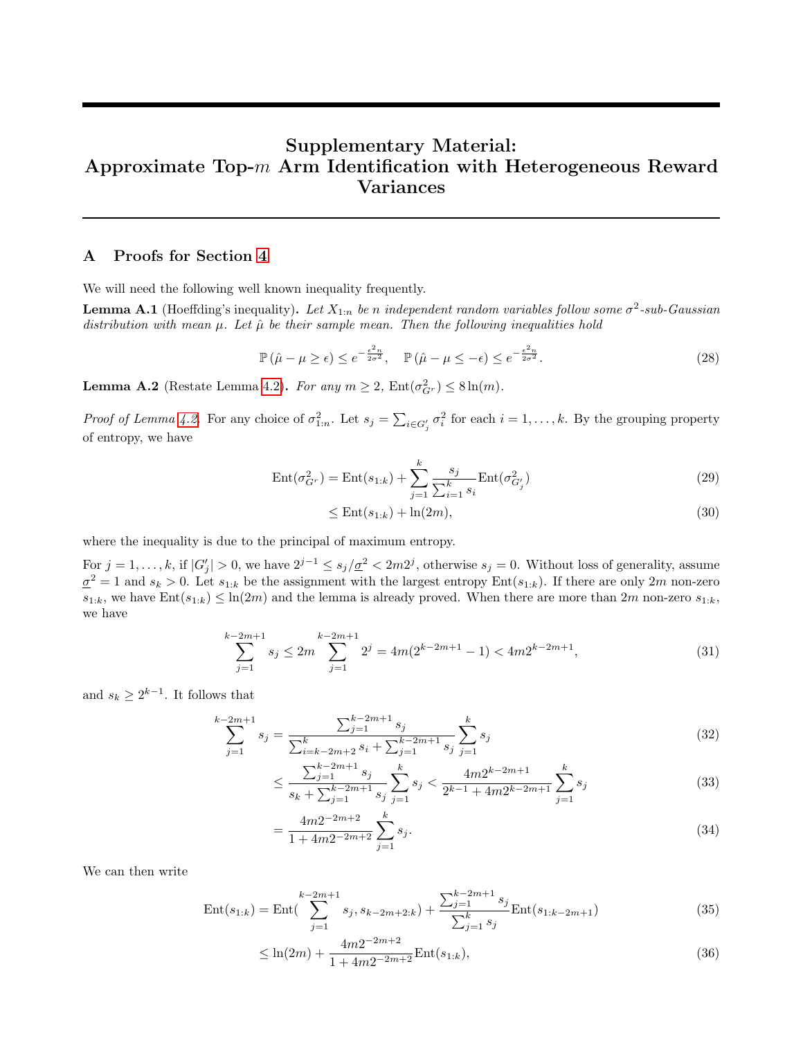# Supplementary Material: Approximate Top-$m$ Arm Identification with Heterogeneous Reward Variances

## A Proofs for Section 4

We will need the following well known inequality frequently.

**Lemma A.1** (Hoeffding's inequality)**.** *Let $X_{1:n}$ be $n$ independent random variables follow some $\sigma^2$-sub-Gaussian distribution with mean $\mu$. Let $\hat{\mu}$ be their sample mean. Then the following inequalities hold*

$$\mathbb{P}\left(\hat{\mu} - \mu \geq \epsilon\right) \leq e^{-\frac{\epsilon^2 n}{2\sigma^2}}, \quad \mathbb{P}\left(\hat{\mu} - \mu \leq -\epsilon\right) \leq e^{-\frac{\epsilon^2 n}{2\sigma^2}}. \tag{28}$$

**Lemma A.2** (Restate Lemma 4.2)**.** *For any $m \geq 2$, $\mathrm{Ent}(\sigma^2_{G^r}) \leq 8\ln(m)$.*

*Proof of Lemma 4.2.* For any choice of $\sigma^2_{1:n}$. Let $s_j = \sum_{i \in G'_j} \sigma_i^2$ for each $i = 1, \ldots, k$. By the grouping property of entropy, we have

$$\mathrm{Ent}(\sigma^2_{G^r}) = \mathrm{Ent}(s_{1:k}) + \sum_{j=1}^{k} \frac{s_j}{\sum_{i=1}^{k} s_i} \mathrm{Ent}(\sigma^2_{G'_j}) \tag{29}$$

$$\leq \mathrm{Ent}(s_{1:k}) + \ln(2m), \tag{30}$$

where the inequality is due to the principal of maximum entropy.

For $j = 1, \ldots, k$, if $|G'_j| > 0$, we have $2^{j-1} \leq s_j / \underline{\sigma}^2 < 2m2^j$, otherwise $s_j = 0$. Without loss of generality, assume $\underline{\sigma}^2 = 1$ and $s_k > 0$. Let $s_{1:k}$ be the assignment with the largest entropy $\mathrm{Ent}(s_{1:k})$. If there are only $2m$ non-zero $s_{1:k}$, we have $\mathrm{Ent}(s_{1:k}) \leq \ln(2m)$ and the lemma is already proved. When there are more than $2m$ non-zero $s_{1:k}$, we have

$$\sum_{j=1}^{k-2m+1} s_j \leq 2m \sum_{j=1}^{k-2m+1} 2^j = 4m(2^{k-2m+1} - 1) < 4m2^{k-2m+1}, \tag{31}$$

and $s_k \geq 2^{k-1}$. It follows that

$$\sum_{j=1}^{k-2m+1} s_j = \frac{\sum_{j=1}^{k-2m+1} s_j}{\sum_{i=k-2m+2}^{k} s_i + \sum_{j=1}^{k-2m+1} s_j} \sum_{j=1}^{k} s_j \tag{32}$$

$$\leq \frac{\sum_{j=1}^{k-2m+1} s_j}{s_k + \sum_{j=1}^{k-2m+1} s_j} \sum_{j=1}^{k} s_j < \frac{4m2^{k-2m+1}}{2^{k-1} + 4m2^{k-2m+1}} \sum_{j=1}^{k} s_j \tag{33}$$

$$= \frac{4m2^{-2m+2}}{1 + 4m2^{-2m+2}} \sum_{j=1}^{k} s_j. \tag{34}$$

We can then write

$$\mathrm{Ent}(s_{1:k}) = \mathrm{Ent}\left(\sum_{j=1}^{k-2m+1} s_j, s_{k-2m+2:k}\right) + \frac{\sum_{j=1}^{k-2m+1} s_j}{\sum_{j=1}^{k} s_j} \mathrm{Ent}(s_{1:k-2m+1}) \tag{35}$$

$$\leq \ln(2m) + \frac{4m2^{-2m+2}}{1 + 4m2^{-2m+2}} \mathrm{Ent}(s_{1:k}), \tag{36}$$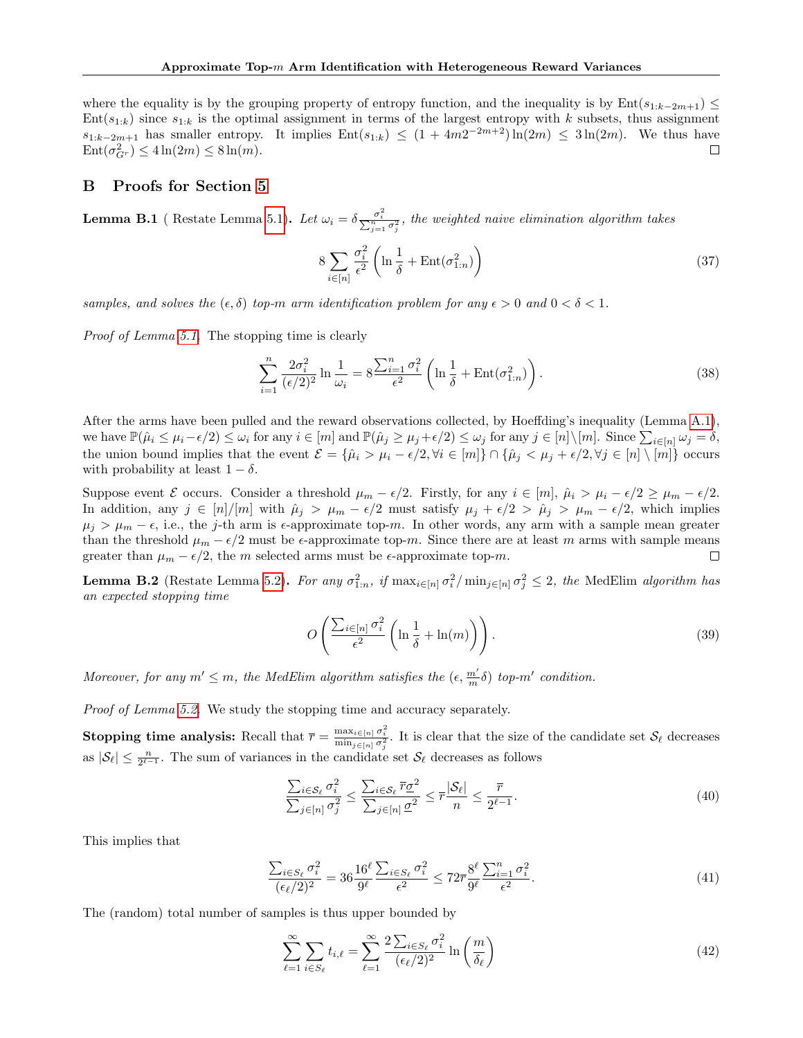where the equality is by the grouping property of entropy function, and the inequality is by $\text{Ent}(s_{1:k-2m+1}) \leq \text{Ent}(s_{1:k})$ since $s_{1:k}$ is the optimal assignment in terms of the largest entropy with $k$ subsets, thus assignment $s_{1:k-2m+1}$ has smaller entropy. It implies $\text{Ent}(s_{1:k}) \leq (1 + 4m2^{-2m+2})\ln(2m) \leq 3\ln(2m)$. We thus have $\text{Ent}(\sigma^2_{G^r}) \leq 4\ln(2m) \leq 8\ln(m)$. □

## B Proofs for Section 5

**Lemma B.1** ( Restate Lemma 5.1)**.** *Let $\omega_i = \delta \frac{\sigma_i^2}{\sum_{j=1}^n \sigma_j^2}$, the weighted naive elimination algorithm takes*

$$8 \sum_{i \in [n]} \frac{\sigma_i^2}{\epsilon^2} \left( \ln \frac{1}{\delta} + \text{Ent}(\sigma^2_{1:n}) \right) \tag{37}$$

*samples, and solves the $(\epsilon, \delta)$ top-$m$ arm identification problem for any $\epsilon > 0$ and $0 < \delta < 1$.*

*Proof of Lemma 5.1.* The stopping time is clearly

$$\sum_{i=1}^n \frac{2\sigma_i^2}{(\epsilon/2)^2} \ln \frac{1}{\omega_i} = 8 \frac{\sum_{i=1}^n \sigma_i^2}{\epsilon^2} \left( \ln \frac{1}{\delta} + \text{Ent}(\sigma^2_{1:n}) \right). \tag{38}$$

After the arms have been pulled and the reward observations collected, by Hoeffding's inequality (Lemma A.1), we have $\mathbb{P}(\hat{\mu}_i \leq \mu_i - \epsilon/2) \leq \omega_i$ for any $i \in [m]$ and $\mathbb{P}(\hat{\mu}_j \geq \mu_j + \epsilon/2) \leq \omega_j$ for any $j \in [n] \setminus [m]$. Since $\sum_{i \in [n]} \omega_i = \delta$, the union bound implies that the event $\mathcal{E} = \{\hat{\mu}_i > \mu_i - \epsilon/2, \forall i \in [m]\} \cap \{\hat{\mu}_j < \mu_j + \epsilon/2, \forall j \in [n] \setminus [m]\}$ occurs with probability at least $1 - \delta$.

Suppose event $\mathcal{E}$ occurs. Consider a threshold $\mu_m - \epsilon/2$. Firstly, for any $i \in [m]$, $\hat{\mu}_i > \mu_i - \epsilon/2 \geq \mu_m - \epsilon/2$. In addition, any $j \in [n]/[m]$ with $\hat{\mu}_j > \mu_m - \epsilon/2$ must satisfy $\mu_j + \epsilon/2 > \hat{\mu}_j > \mu_m - \epsilon/2$, which implies $\mu_j > \mu_m - \epsilon$, i.e., the $j$-th arm is $\epsilon$-approximate top-$m$. In other words, any arm with a sample mean greater than the threshold $\mu_m - \epsilon/2$ must be $\epsilon$-approximate top-$m$. Since there are at least $m$ arms with sample means greater than $\mu_m - \epsilon/2$, the $m$ selected arms must be $\epsilon$-approximate top-$m$. □

**Lemma B.2** (Restate Lemma 5.2)**.** *For any $\sigma^2_{1:n}$, if $\max_{i \in [n]} \sigma_i^2 / \min_{j \in [n]} \sigma_j^2 \leq 2$, the* MedElim *algorithm has an expected stopping time*

$$O\left( \frac{\sum_{i \in [n]} \sigma_i^2}{\epsilon^2} \left( \ln \frac{1}{\delta} + \ln(m) \right) \right). \tag{39}$$

*Moreover, for any $m' \leq m$, the MedElim algorithm satisfies the $(\epsilon, \frac{m'}{m}\delta)$ top-$m'$ condition.*

*Proof of Lemma 5.2.* We study the stopping time and accuracy separately.

**Stopping time analysis:** Recall that $\overline{r} = \frac{\max_{i \in [n]} \sigma_i^2}{\min_{j \in [n]} \sigma_j^2}$. It is clear that the size of the candidate set $\mathcal{S}_\ell$ decreases as $|\mathcal{S}_\ell| \leq \frac{n}{2^{\ell-1}}$. The sum of variances in the candidate set $\mathcal{S}_\ell$ decreases as follows

$$\frac{\sum_{i \in \mathcal{S}_\ell} \sigma_i^2}{\sum_{j \in [n]} \sigma_j^2} \leq \frac{\sum_{i \in \mathcal{S}_\ell} \overline{r}\underline{\sigma}^2}{\sum_{j \in [n]} \underline{\sigma}^2} \leq \overline{r} \frac{|\mathcal{S}_\ell|}{n} \leq \frac{\overline{r}}{2^{\ell-1}}. \tag{40}$$

This implies that

$$\frac{\sum_{i \in \mathcal{S}_\ell} \sigma_i^2}{(\epsilon_\ell/2)^2} = 36 \frac{16^\ell}{9^\ell} \frac{\sum_{i \in S_\ell} \sigma_i^2}{\epsilon^2} \leq 72\overline{r} \frac{8^\ell}{9^\ell} \frac{\sum_{i=1}^n \sigma_i^2}{\epsilon^2}. \tag{41}$$

The (random) total number of samples is thus upper bounded by

$$\sum_{\ell=1}^\infty \sum_{i \in \mathcal{S}_\ell} t_{i,\ell} = \sum_{\ell=1}^\infty \frac{2\sum_{i \in \mathcal{S}_\ell} \sigma_i^2}{(\epsilon_\ell/2)^2} \ln\left( \frac{m}{\delta_\ell} \right) \tag{42}$$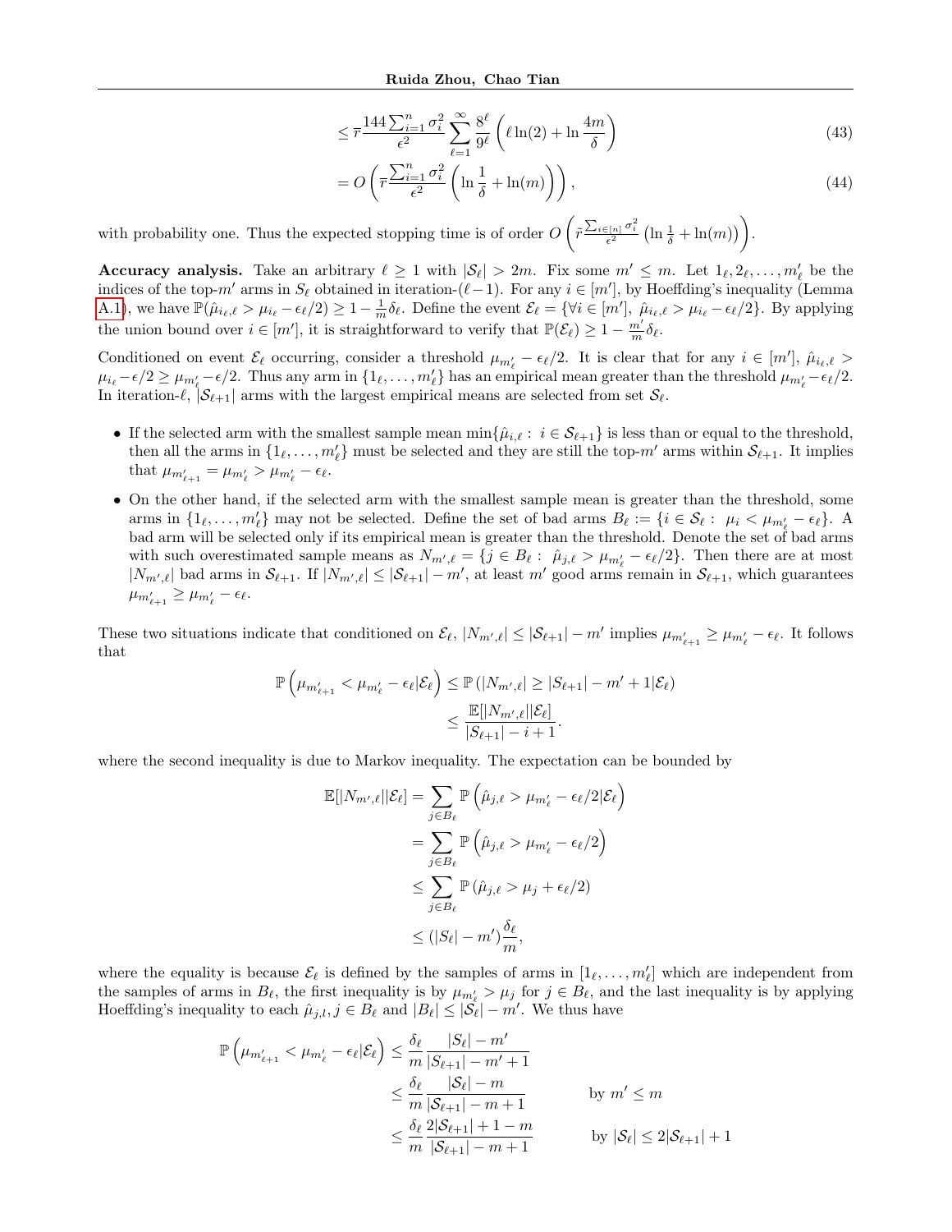$$\leq \bar{r}\frac{144\sum_{i=1}^{n}\sigma_i^2}{\epsilon^2}\sum_{\ell=1}^{\infty}\frac{8^\ell}{9^\ell}\left(\ell\ln(2)+\ln\frac{4m}{\delta}\right) \tag{43}$$

$$= O\left(\bar{r}\frac{\sum_{i=1}^{n}\sigma_i^2}{\epsilon^2}\left(\ln\frac{1}{\delta}+\ln(m)\right)\right), \tag{44}$$

with probability one. Thus the expected stopping time is of order $O\left(\tilde{r}\frac{\sum_{i\in[n]}\sigma_i^2}{\epsilon^2}\left(\ln\frac{1}{\delta}+\ln(m)\right)\right)$.

**Accuracy analysis.** Take an arbitrary $\ell \geq 1$ with $|\mathcal{S}_\ell| > 2m$. Fix some $m' \leq m$. Let $1_\ell, 2_\ell, \ldots, m'_\ell$ be the indices of the top-$m'$ arms in $S_\ell$ obtained in iteration-$(\ell-1)$. For any $i \in [m']$, by Hoeffding's inequality (Lemma A.1), we have $\mathbb{P}(\hat{\mu}_{i_\ell,\ell} > \mu_{i_\ell} - \epsilon_\ell/2) \geq 1 - \frac{1}{m}\delta_\ell$. Define the event $\mathcal{E}_\ell = \{\forall i \in [m'],\ \hat{\mu}_{i_\ell,\ell} > \mu_{i_\ell} - \epsilon_\ell/2\}$. By applying the union bound over $i \in [m']$, it is straightforward to verify that $\mathbb{P}(\mathcal{E}_\ell) \geq 1 - \frac{m'}{m}\delta_\ell$.

Conditioned on event $\mathcal{E}_\ell$ occurring, consider a threshold $\mu_{m'_\ell} - \epsilon_\ell/2$. It is clear that for any $i \in [m']$, $\hat{\mu}_{i_\ell,\ell} > \mu_{i_\ell} - \epsilon/2 \geq \mu_{m'_\ell} - \epsilon/2$. Thus any arm in $\{1_\ell, \ldots, m'_\ell\}$ has an empirical mean greater than the threshold $\mu_{m'_\ell} - \epsilon_\ell/2$. In iteration-$\ell$, $|\mathcal{S}_{\ell+1}|$ arms with the largest empirical means are selected from set $\mathcal{S}_\ell$.

- If the selected arm with the smallest sample mean $\min\{\hat{\mu}_{i,\ell} :\ i \in \mathcal{S}_{\ell+1}\}$ is less than or equal to the threshold, then all the arms in $\{1_\ell, \ldots, m'_\ell\}$ must be selected and they are still the top-$m'$ arms within $\mathcal{S}_{\ell+1}$. It implies that $\mu_{m'_{\ell+1}} = \mu_{m'_\ell} > \mu_{m'_\ell} - \epsilon_\ell$.
- On the other hand, if the selected arm with the smallest sample mean is greater than the threshold, some arms in $\{1_\ell, \ldots, m'_\ell\}$ may not be selected. Define the set of bad arms $B_\ell := \{i \in \mathcal{S}_\ell :\ \mu_i < \mu_{m'_\ell} - \epsilon_\ell\}$. A bad arm will be selected only if its empirical mean is greater than the threshold. Denote the set of bad arms with such overestimated sample means as $N_{m',\ell} = \{j \in B_\ell :\ \hat{\mu}_{j,\ell} > \mu_{m'_\ell} - \epsilon_\ell/2\}$. Then there are at most $|N_{m',\ell}|$ bad arms in $\mathcal{S}_{\ell+1}$. If $|N_{m',\ell}| \leq |\mathcal{S}_{\ell+1}| - m'$, at least $m'$ good arms remain in $\mathcal{S}_{\ell+1}$, which guarantees $\mu_{m'_{\ell+1}} \geq \mu_{m'_\ell} - \epsilon_\ell$.

These two situations indicate that conditioned on $\mathcal{E}_\ell$, $|N_{m',\ell}| \leq |\mathcal{S}_{\ell+1}| - m'$ implies $\mu_{m'_{\ell+1}} \geq \mu_{m'_\ell} - \epsilon_\ell$. It follows that

$$\begin{aligned}
\mathbb{P}\left(\mu_{m'_{\ell+1}} < \mu_{m'_\ell} - \epsilon_\ell | \mathcal{E}_\ell\right) &\leq \mathbb{P}\left(|N_{m',\ell}| \geq |S_{\ell+1}| - m' + 1 | \mathcal{E}_\ell\right) \\
&\leq \frac{\mathbb{E}[|N_{m',\ell}||\mathcal{E}_\ell]}{|S_{\ell+1}| - i + 1}.
\end{aligned}$$

where the second inequality is due to Markov inequality. The expectation can be bounded by

$$\begin{aligned}
\mathbb{E}[|N_{m',\ell}||\mathcal{E}_\ell] &= \sum_{j\in B_\ell}\mathbb{P}\left(\hat{\mu}_{j,\ell} > \mu_{m'_\ell} - \epsilon_\ell/2 | \mathcal{E}_\ell\right) \\
&= \sum_{j\in B_\ell}\mathbb{P}\left(\hat{\mu}_{j,\ell} > \mu_{m'_\ell} - \epsilon_\ell/2\right) \\
&\leq \sum_{j\in B_\ell}\mathbb{P}\left(\hat{\mu}_{j,\ell} > \mu_j + \epsilon_\ell/2\right) \\
&\leq (|S_\ell| - m')\frac{\delta_\ell}{m},
\end{aligned}$$

where the equality is because $\mathcal{E}_\ell$ is defined by the samples of arms in $[1_\ell, \ldots, m'_\ell]$ which are independent from the samples of arms in $B_\ell$, the first inequality is by $\mu_{m'_\ell} > \mu_j$ for $j \in B_\ell$, and the last inequality is by applying Hoeffding's inequality to each $\hat{\mu}_{j,l}, j \in B_\ell$ and $|B_\ell| \leq |\mathcal{S}_\ell| - m'$. We thus have

$$\begin{aligned}
\mathbb{P}\left(\mu_{m'_{\ell+1}} < \mu_{m'_\ell} - \epsilon_\ell | \mathcal{E}_\ell\right) &\leq \frac{\delta_\ell}{m}\frac{|S_\ell| - m'}{|S_{\ell+1}| - m' + 1} \\
&\leq \frac{\delta_\ell}{m}\frac{|\mathcal{S}_\ell| - m}{|\mathcal{S}_{\ell+1}| - m + 1} && \text{by } m' \leq m \\
&\leq \frac{\delta_\ell}{m}\frac{2|\mathcal{S}_{\ell+1}| + 1 - m}{|\mathcal{S}_{\ell+1}| - m + 1} && \text{by } |\mathcal{S}_\ell| \leq 2|\mathcal{S}_{\ell+1}| + 1
\end{aligned}$$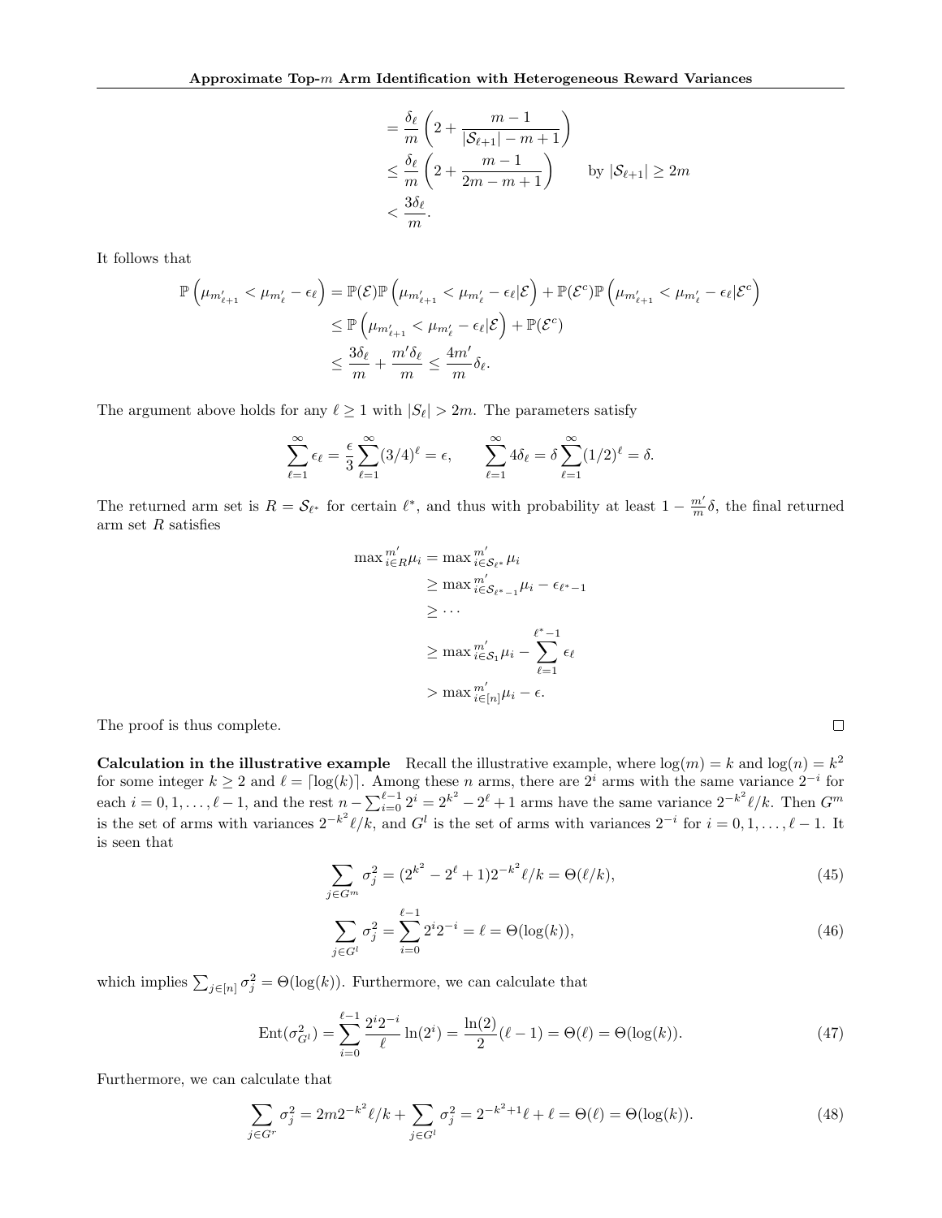$$
\begin{aligned}
&= \frac{\delta_\ell}{m}\left(2 + \frac{m-1}{|\mathcal{S}_{\ell+1}| - m + 1}\right) \\
&\le \frac{\delta_\ell}{m}\left(2 + \frac{m-1}{2m - m + 1}\right) \qquad \text{by } |\mathcal{S}_{\ell+1}| \ge 2m \\
&< \frac{3\delta_\ell}{m}.
\end{aligned}
$$

It follows that

$$
\begin{aligned}
\mathbb{P}\left(\mu_{m'_{\ell+1}} < \mu_{m'_\ell} - \epsilon_\ell\right) &= \mathbb{P}(\mathcal{E})\mathbb{P}\left(\mu_{m'_{\ell+1}} < \mu_{m'_\ell} - \epsilon_\ell | \mathcal{E}\right) + \mathbb{P}(\mathcal{E}^c)\mathbb{P}\left(\mu_{m'_{\ell+1}} < \mu_{m'_\ell} - \epsilon_\ell | \mathcal{E}^c\right) \\
&\le \mathbb{P}\left(\mu_{m'_{\ell+1}} < \mu_{m'_\ell} - \epsilon_\ell | \mathcal{E}\right) + \mathbb{P}(\mathcal{E}^c) \\
&\le \frac{3\delta_\ell}{m} + \frac{m'\delta_\ell}{m} \le \frac{4m'}{m}\delta_\ell.
\end{aligned}
$$

The argument above holds for any $\ell \ge 1$ with $|S_\ell| > 2m$. The parameters satisfy

$$
\sum_{\ell=1}^{\infty} \epsilon_\ell = \frac{\epsilon}{3}\sum_{\ell=1}^{\infty}(3/4)^\ell = \epsilon, \qquad \sum_{\ell=1}^{\infty} 4\delta_\ell = \delta \sum_{\ell=1}^{\infty}(1/2)^\ell = \delta.
$$

The returned arm set is $R = \mathcal{S}_{\ell^*}$ for certain $\ell^*$, and thus with probability at least $1 - \frac{m'}{m}\delta$, the final returned arm set $R$ satisfies

$$
\begin{aligned}
\max{}^{m'}_{i\in R}\mu_i &= \max{}^{m'}_{i\in \mathcal{S}_{\ell^*}}\mu_i \\
&\ge \max{}^{m'}_{i\in \mathcal{S}_{\ell^*-1}}\mu_i - \epsilon_{\ell^*-1} \\
&\ge \cdots \\
&\ge \max{}^{m'}_{i\in \mathcal{S}_1}\mu_i - \sum_{\ell=1}^{\ell^*-1}\epsilon_\ell \\
&> \max{}^{m'}_{i\in [n]}\mu_i - \epsilon.
\end{aligned}
$$

The proof is thus complete. □

**Calculation in the illustrative example** Recall the illustrative example, where $\log(m) = k$ and $\log(n) = k^2$ for some integer $k \ge 2$ and $\ell = \lceil \log(k) \rceil$. Among these $n$ arms, there are $2^i$ arms with the same variance $2^{-i}$ for each $i = 0, 1, \ldots, \ell - 1$, and the rest $n - \sum_{i=0}^{\ell-1} 2^i = 2^{k^2} - 2^\ell + 1$ arms have the same variance $2^{-k^2}\ell/k$. Then $G^m$ is the set of arms with variances $2^{-k^2}\ell/k$, and $G^l$ is the set of arms with variances $2^{-i}$ for $i = 0, 1, \ldots, \ell - 1$. It is seen that

$$
\sum_{j\in G^m}\sigma_j^2 = (2^{k^2} - 2^\ell + 1)2^{-k^2}\ell/k = \Theta(\ell/k), \tag{45}
$$

$$
\sum_{j\in G^l}\sigma_j^2 = \sum_{i=0}^{\ell-1} 2^i 2^{-i} = \ell = \Theta(\log(k)), \tag{46}
$$

which implies $\sum_{j\in[n]}\sigma_j^2 = \Theta(\log(k))$. Furthermore, we can calculate that

$$
\mathrm{Ent}(\sigma^2_{G^l}) = \sum_{i=0}^{\ell-1}\frac{2^i 2^{-i}}{\ell}\ln(2^i) = \frac{\ln(2)}{2}(\ell - 1) = \Theta(\ell) = \Theta(\log(k)). \tag{47}
$$

Furthermore, we can calculate that

$$
\sum_{j\in G^r}\sigma_j^2 = 2m2^{-k^2}\ell/k + \sum_{j\in G^l}\sigma_j^2 = 2^{-k^2+1}\ell + \ell = \Theta(\ell) = \Theta(\log(k)). \tag{48}
$$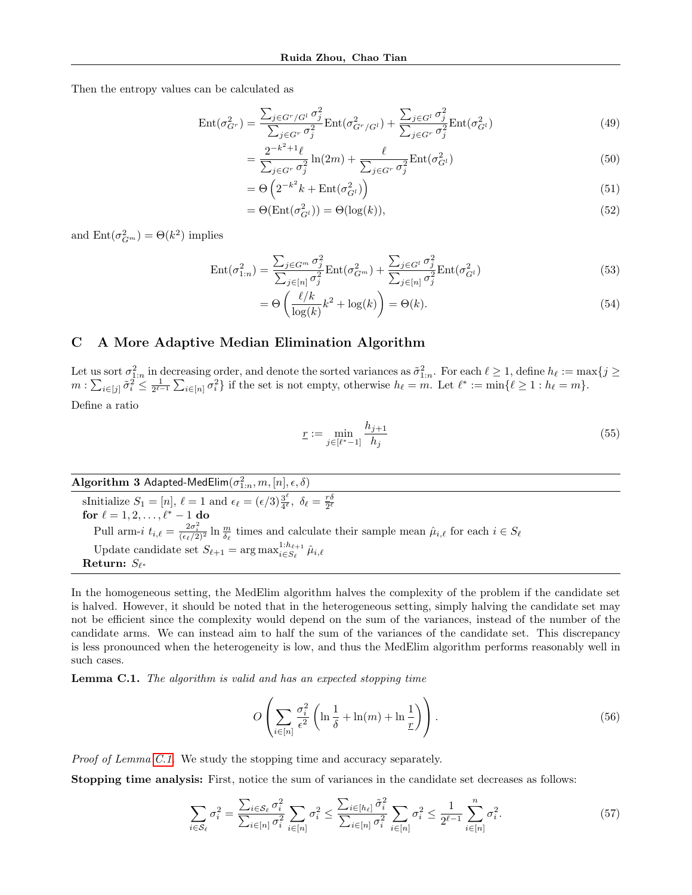Then the entropy values can be calculated as

$$
\begin{aligned}
\mathrm{Ent}(\sigma^2_{G^r}) &= \frac{\sum_{j\in G^r/G^l}\sigma_j^2}{\sum_{j\in G^r}\sigma_j^2}\mathrm{Ent}(\sigma^2_{G^r/G^l}) + \frac{\sum_{j\in G^l}\sigma_j^2}{\sum_{j\in G^r}\sigma_j^2}\mathrm{Ent}(\sigma^2_{G^l}) && (49)\\
&= \frac{2^{-k^2+1}\ell}{\sum_{j\in G^r}\sigma_j^2}\ln(2m) + \frac{\ell}{\sum_{j\in G^r}\sigma_j^2}\mathrm{Ent}(\sigma^2_{G^l}) && (50)\\
&= \Theta\left(2^{-k^2}k + \mathrm{Ent}(\sigma^2_{G^l})\right) && (51)\\
&= \Theta(\mathrm{Ent}(\sigma^2_{G^l})) = \Theta(\log(k)), && (52)
\end{aligned}
$$

and $\mathrm{Ent}(\sigma^2_{G^m}) = \Theta(k^2)$ implies

$$
\begin{aligned}
\mathrm{Ent}(\sigma^2_{1:n}) &= \frac{\sum_{j\in G^m}\sigma_j^2}{\sum_{j\in [n]}\sigma_j^2}\mathrm{Ent}(\sigma^2_{G^m}) + \frac{\sum_{j\in G^l}\sigma_j^2}{\sum_{j\in [n]}\sigma_j^2}\mathrm{Ent}(\sigma^2_{G^l}) && (53)\\
&= \Theta\left(\frac{\ell/k}{\log(k)}k^2 + \log(k)\right) = \Theta(k). && (54)
\end{aligned}
$$

## C A More Adaptive Median Elimination Algorithm

Let us sort $\sigma^2_{1:n}$ in decreasing order, and denote the sorted variances as $\tilde{\sigma}^2_{1:n}$. For each $\ell \geq 1$, define $h_\ell := \max\{j \geq m : \sum_{i\in[j]}\tilde{\sigma}_i^2 \leq \frac{1}{2^{\ell-1}}\sum_{i\in[n]}\sigma_i^2\}$ if the set is not empty, otherwise $h_\ell = m$. Let $\ell^* := \min\{\ell \geq 1 : h_\ell = m\}$.

Define a ratio

$$
\underline{r} := \min_{j\in[\ell^*-1]} \frac{h_{j+1}}{h_j} \tag{55}
$$

**Algorithm 3** Adapted-MedElim($\sigma^2_{1:n}, m, [n], \epsilon, \delta$)

sInitialize $S_1 = [n]$, $\ell = 1$ and $\epsilon_\ell = (\epsilon/3)\frac{3^\ell}{4^\ell}$, $\delta_\ell = \frac{\underline{r}\delta}{2^\ell}$
**for** $\ell = 1, 2, \ldots, \ell^* - 1$ **do**
  Pull arm-$i$ $t_{i,\ell} = \frac{2\sigma_i^2}{(\epsilon_\ell/2)^2}\ln\frac{m}{\delta_\ell}$ times and calculate their sample mean $\hat{\mu}_{i,\ell}$ for each $i \in S_\ell$
  Update candidate set $S_{\ell+1} = \arg\max^{1:h_{\ell+1}}_{i\in S_\ell}\hat{\mu}_{i,\ell}$
**Return:** $S_{\ell^*}$

In the homogeneous setting, the MedElim algorithm halves the complexity of the problem if the candidate set is halved. However, it should be noted that in the heterogeneous setting, simply halving the candidate set may not be efficient since the complexity would depend on the sum of the variances, instead of the number of the candidate arms. We can instead aim to half the sum of the variances of the candidate set. This discrepancy is less pronounced when the heterogeneity is low, and thus the MedElim algorithm performs reasonably well in such cases.

**Lemma C.1.** *The algorithm is valid and has an expected stopping time*

$$
O\left(\sum_{i\in[n]}\frac{\sigma_i^2}{\epsilon^2}\left(\ln\frac{1}{\delta} + \ln(m) + \ln\frac{1}{\underline{r}}\right)\right). \tag{56}
$$

*Proof of Lemma C.1.* We study the stopping time and accuracy separately.

**Stopping time analysis:** First, notice the sum of variances in the candidate set decreases as follows:

$$
\sum_{i\in\mathcal{S}_\ell}\sigma_i^2 = \frac{\sum_{i\in\mathcal{S}_\ell}\sigma_i^2}{\sum_{i\in[n]}\sigma_i^2}\sum_{i\in[n]}\sigma_i^2 \leq \frac{\sum_{i\in[h_\ell]}\tilde{\sigma}_i^2}{\sum_{i\in[n]}\sigma_i^2}\sum_{i\in[n]}\sigma_i^2 \leq \frac{1}{2^{\ell-1}}\sum_{i\in[n]}^{n}\sigma_i^2. \tag{57}
$$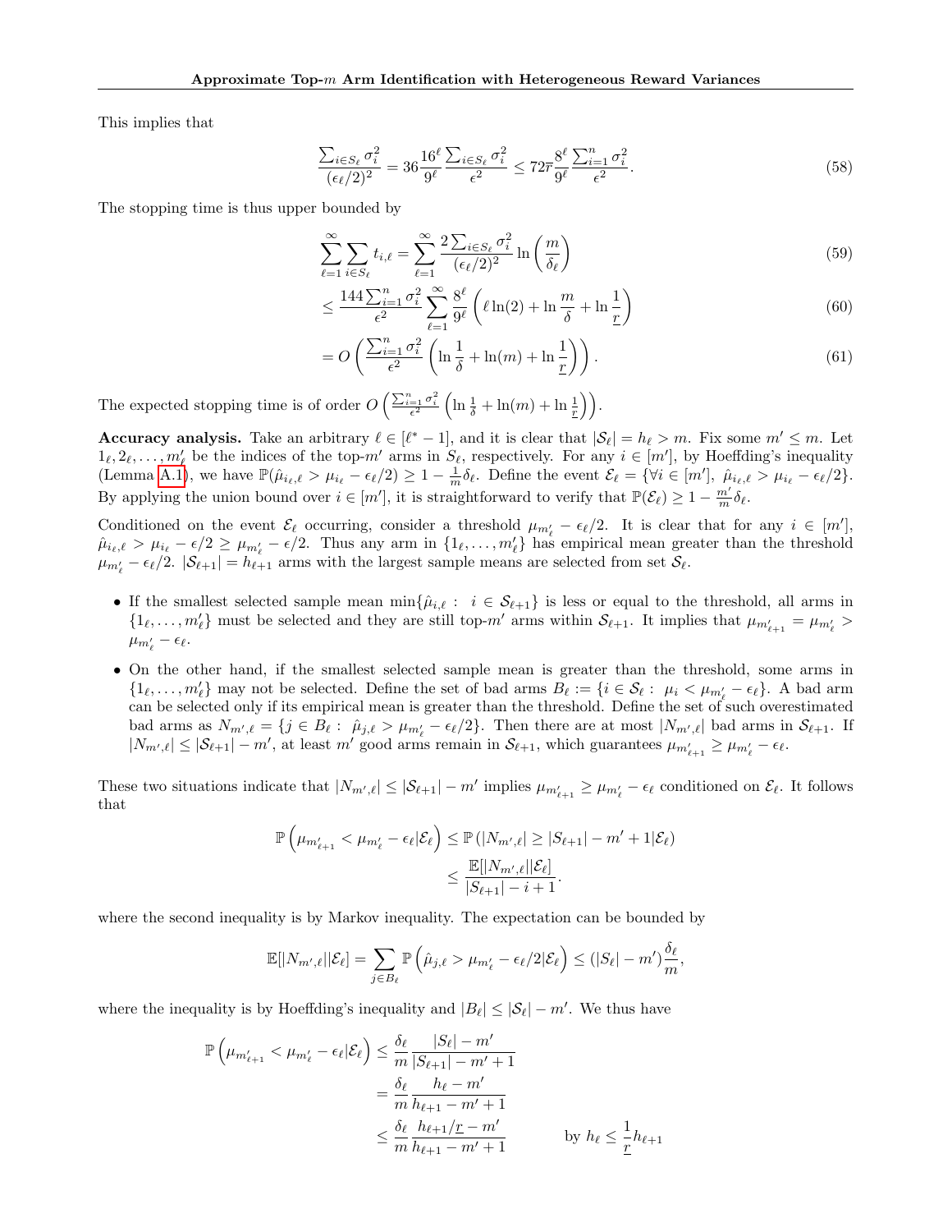This implies that

$$\frac{\sum_{i\in S_\ell}\sigma_i^2}{(\epsilon_\ell/2)^2} = 36\frac{16^\ell}{9^\ell}\frac{\sum_{i\in S_\ell}\sigma_i^2}{\epsilon^2} \leq 72\overline{r}\frac{8^\ell}{9^\ell}\frac{\sum_{i=1}^n\sigma_i^2}{\epsilon^2}. \tag{58}$$

The stopping time is thus upper bounded by

$$\sum_{\ell=1}^\infty\sum_{i\in S_\ell} t_{i,\ell} = \sum_{\ell=1}^\infty \frac{2\sum_{i\in S_\ell}\sigma_i^2}{(\epsilon_\ell/2)^2}\ln\left(\frac{m}{\delta_\ell}\right) \tag{59}$$

$$\leq \frac{144\sum_{i=1}^n\sigma_i^2}{\epsilon^2}\sum_{\ell=1}^\infty\frac{8^\ell}{9^\ell}\left(\ell\ln(2)+\ln\frac{m}{\delta}+\ln\frac{1}{\underline{r}}\right) \tag{60}$$

$$= O\left(\frac{\sum_{i=1}^n\sigma_i^2}{\epsilon^2}\left(\ln\frac{1}{\delta}+\ln(m)+\ln\frac{1}{\underline{r}}\right)\right). \tag{61}$$

The expected stopping time is of order $O\left(\frac{\sum_{i=1}^n\sigma_i^2}{\epsilon^2}\left(\ln\frac{1}{\delta}+\ln(m)+\ln\frac{1}{\underline{r}}\right)\right)$.

**Accuracy analysis.** Take an arbitrary $\ell\in[\ell^*-1]$, and it is clear that $|\mathcal{S}_\ell| = h_\ell > m$. Fix some $m'\leq m$. Let $1_\ell, 2_\ell, \ldots, m'_\ell$ be the indices of the top-$m'$ arms in $S_\ell$, respectively. For any $i\in[m']$, by Hoeffding's inequality (Lemma A.1), we have $\mathbb{P}(\hat{\mu}_{i_\ell,\ell} > \mu_{i_\ell} - \epsilon_\ell/2) \geq 1-\frac{1}{m}\delta_\ell$. Define the event $\mathcal{E}_\ell = \{\forall i\in[m'],\ \hat{\mu}_{i_\ell,\ell} > \mu_{i_\ell}-\epsilon_\ell/2\}$. By applying the union bound over $i\in[m']$, it is straightforward to verify that $\mathbb{P}(\mathcal{E}_\ell)\geq 1-\frac{m'}{m}\delta_\ell$.

Conditioned on the event $\mathcal{E}_\ell$ occurring, consider a threshold $\mu_{m'_\ell}-\epsilon_\ell/2$. It is clear that for any $i\in[m']$, $\hat{\mu}_{i_\ell,\ell} > \mu_{i_\ell}-\epsilon/2 \geq \mu_{m'_\ell}-\epsilon/2$. Thus any arm in $\{1_\ell,\ldots,m'_\ell\}$ has empirical mean greater than the threshold $\mu_{m'_\ell}-\epsilon_\ell/2$. $|\mathcal{S}_{\ell+1}| = h_{\ell+1}$ arms with the largest sample means are selected from set $\mathcal{S}_\ell$.

- If the smallest selected sample mean $\min\{\hat{\mu}_{i,\ell}:\ i\in\mathcal{S}_{\ell+1}\}$ is less or equal to the threshold, all arms in $\{1_\ell,\ldots,m'_\ell\}$ must be selected and they are still top-$m'$ arms within $\mathcal{S}_{\ell+1}$. It implies that $\mu_{m'_{\ell+1}} = \mu_{m'_\ell} > \mu_{m'_\ell}-\epsilon_\ell$.
- On the other hand, if the smallest selected sample mean is greater than the threshold, some arms in $\{1_\ell,\ldots,m'_\ell\}$ may not be selected. Define the set of bad arms $B_\ell := \{i\in\mathcal{S}_\ell:\ \mu_i < \mu_{m'_\ell}-\epsilon_\ell\}$. A bad arm can be selected only if its empirical mean is greater than the threshold. Define the set of such overestimated bad arms as $N_{m',\ell} = \{j\in B_\ell:\ \hat{\mu}_{j,\ell} > \mu_{m'_\ell}-\epsilon_\ell/2\}$. Then there are at most $|N_{m',\ell}|$ bad arms in $\mathcal{S}_{\ell+1}$. If $|N_{m',\ell}|\leq|\mathcal{S}_{\ell+1}|-m'$, at least $m'$ good arms remain in $\mathcal{S}_{\ell+1}$, which guarantees $\mu_{m'_{\ell+1}}\geq\mu_{m'_\ell}-\epsilon_\ell$.

These two situations indicate that $|N_{m',\ell}|\leq|\mathcal{S}_{\ell+1}|-m'$ implies $\mu_{m'_{\ell+1}}\geq\mu_{m'_\ell}-\epsilon_\ell$ conditioned on $\mathcal{E}_\ell$. It follows that

$$\begin{aligned}
\mathbb{P}\left(\mu_{m'_{\ell+1}} < \mu_{m'_\ell}-\epsilon_\ell|\mathcal{E}_\ell\right) &\leq \mathbb{P}\left(|N_{m',\ell}|\geq|S_{\ell+1}|-m'+1|\mathcal{E}_\ell\right)\\
&\leq \frac{\mathbb{E}[|N_{m',\ell}||\mathcal{E}_\ell]}{|S_{\ell+1}|-i+1}.
\end{aligned}$$

where the second inequality is by Markov inequality. The expectation can be bounded by

$$\mathbb{E}[|N_{m',\ell}||\mathcal{E}_\ell] = \sum_{j\in B_\ell}\mathbb{P}\left(\hat{\mu}_{j,\ell} > \mu_{m'_\ell}-\epsilon_\ell/2|\mathcal{E}_\ell\right) \leq (|S_\ell|-m')\frac{\delta_\ell}{m},$$

where the inequality is by Hoeffding's inequality and $|B_\ell|\leq|\mathcal{S}_\ell|-m'$. We thus have

$$\begin{aligned}
\mathbb{P}\left(\mu_{m'_{\ell+1}} < \mu_{m'_\ell}-\epsilon_\ell|\mathcal{E}_\ell\right) &\leq \frac{\delta_\ell}{m}\frac{|S_\ell|-m'}{|S_{\ell+1}|-m'+1}\\
&= \frac{\delta_\ell}{m}\frac{h_\ell-m'}{h_{\ell+1}-m'+1}\\
&\leq \frac{\delta_\ell}{m}\frac{h_{\ell+1}/\underline{r}-m'}{h_{\ell+1}-m'+1} \qquad \text{by } h_\ell\leq\frac{1}{\underline{r}}h_{\ell+1}
\end{aligned}$$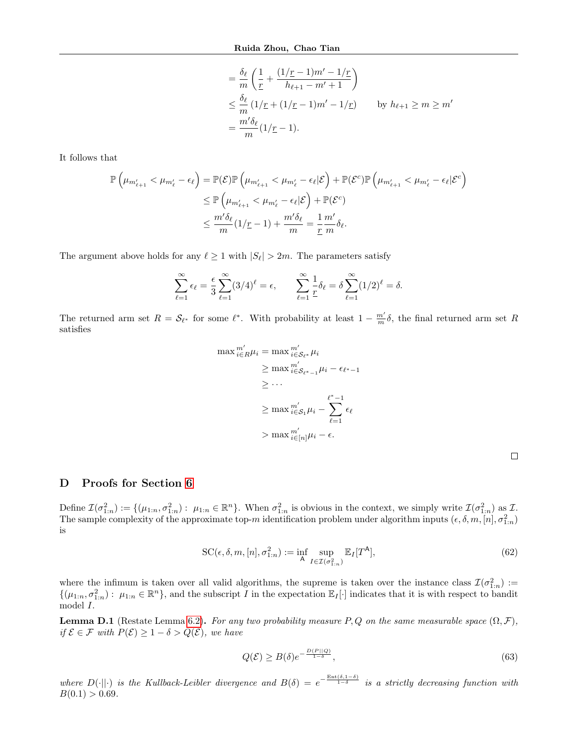$$
\begin{aligned}
&= \frac{\delta_\ell}{m}\left(\frac{1}{\underline{r}} + \frac{(1/\underline{r}-1)m' - 1/\underline{r}}{h_{\ell+1} - m' + 1}\right) \\
&\le \frac{\delta_\ell}{m}\left(1/\underline{r} + (1/\underline{r}-1)m' - 1/\underline{r}\right) \qquad \text{by } h_{\ell+1} \ge m \ge m' \\
&= \frac{m'\delta_\ell}{m}(1/\underline{r} - 1).
\end{aligned}
$$

It follows that

$$
\begin{aligned}
\mathbb{P}\left(\mu_{m'_{\ell+1}} < \mu_{m'_\ell} - \epsilon_\ell\right) &= \mathbb{P}(\mathcal{E})\mathbb{P}\left(\mu_{m'_{\ell+1}} < \mu_{m'_\ell} - \epsilon_\ell | \mathcal{E}\right) + \mathbb{P}(\mathcal{E}^c)\mathbb{P}\left(\mu_{m'_{\ell+1}} < \mu_{m'_\ell} - \epsilon_\ell | \mathcal{E}^c\right) \\
&\le \mathbb{P}\left(\mu_{m'_{\ell+1}} < \mu_{m'_\ell} - \epsilon_\ell | \mathcal{E}\right) + \mathbb{P}(\mathcal{E}^c) \\
&\le \frac{m'\delta_\ell}{m}(1/\underline{r} - 1) + \frac{m'\delta_\ell}{m} = \frac{1}{\underline{r}}\frac{m'}{m}\delta_\ell.
\end{aligned}
$$

The argument above holds for any $\ell \ge 1$ with $|S_\ell| > 2m$. The parameters satisfy

$$
\sum_{\ell=1}^\infty \epsilon_\ell = \frac{\epsilon}{3}\sum_{\ell=1}^\infty (3/4)^\ell = \epsilon, \qquad \sum_{\ell=1}^\infty \frac{1}{\underline{r}}\delta_\ell = \delta \sum_{\ell=1}^\infty (1/2)^\ell = \delta.
$$

The returned arm set $R = \mathcal{S}_{\ell^*}$ for some $\ell^*$. With probability at least $1 - \frac{m'}{m}\delta$, the final returned arm set $R$ satisfies

$$
\begin{aligned}
\max\nolimits^{m'}_{i\in R}\mu_i &= \max\nolimits^{m'}_{i\in\mathcal{S}_{\ell^*}}\mu_i \\
&\ge \max\nolimits^{m'}_{i\in\mathcal{S}_{\ell^*-1}}\mu_i - \epsilon_{\ell^*-1} \\
&\ge \cdots \\
&\ge \max\nolimits^{m'}_{i\in\mathcal{S}_1}\mu_i - \sum_{\ell=1}^{\ell^*-1}\epsilon_\ell \\
&> \max\nolimits^{m'}_{i\in[n]}\mu_i - \epsilon.
\end{aligned}
$$

□

## D Proofs for Section 6

Define $\mathcal{I}(\sigma^2_{1:n}) := \{(\mu_{1:n}, \sigma^2_{1:n}) : \mu_{1:n} \in \mathbb{R}^n\}$. When $\sigma^2_{1:n}$ is obvious in the context, we simply write $\mathcal{I}(\sigma^2_{1:n})$ as $\mathcal{I}$. The sample complexity of the approximate top-$m$ identification problem under algorithm inputs $(\epsilon, \delta, m, [n], \sigma^2_{1:n})$ is

$$
\mathrm{SC}(\epsilon, \delta, m, [n], \sigma^2_{1:n}) := \inf_{\mathsf{A}} \sup_{I \in \mathcal{I}(\sigma^2_{1:n})} \mathbb{E}_I[T^{\mathsf{A}}], \tag{62}
$$

where the infimum is taken over all valid algorithms, the supreme is taken over the instance class $\mathcal{I}(\sigma^2_{1:n}) := \{(\mu_{1:n}, \sigma^2_{1:n}) : \mu_{1:n} \in \mathbb{R}^n\}$, and the subscript $I$ in the expectation $\mathbb{E}_I[\cdot]$ indicates that it is with respect to bandit model $I$.

**Lemma D.1** (Restate Lemma 6.2)**.** *For any two probability measure $P, Q$ on the same measurable space $(\Omega, \mathcal{F})$, if $\mathcal{E} \in \mathcal{F}$ with $P(\mathcal{E}) \ge 1 - \delta > Q(\mathcal{E})$, we have*

$$
Q(\mathcal{E}) \ge B(\delta) e^{-\frac{D(P||Q)}{1-\delta}}, \tag{63}
$$

*where $D(\cdot||\cdot)$ is the Kullback-Leibler divergence and $B(\delta) = e^{-\frac{\mathrm{Ent}(\delta, 1-\delta)}{1-\delta}}$ is a strictly decreasing function with $B(0.1) > 0.69$.*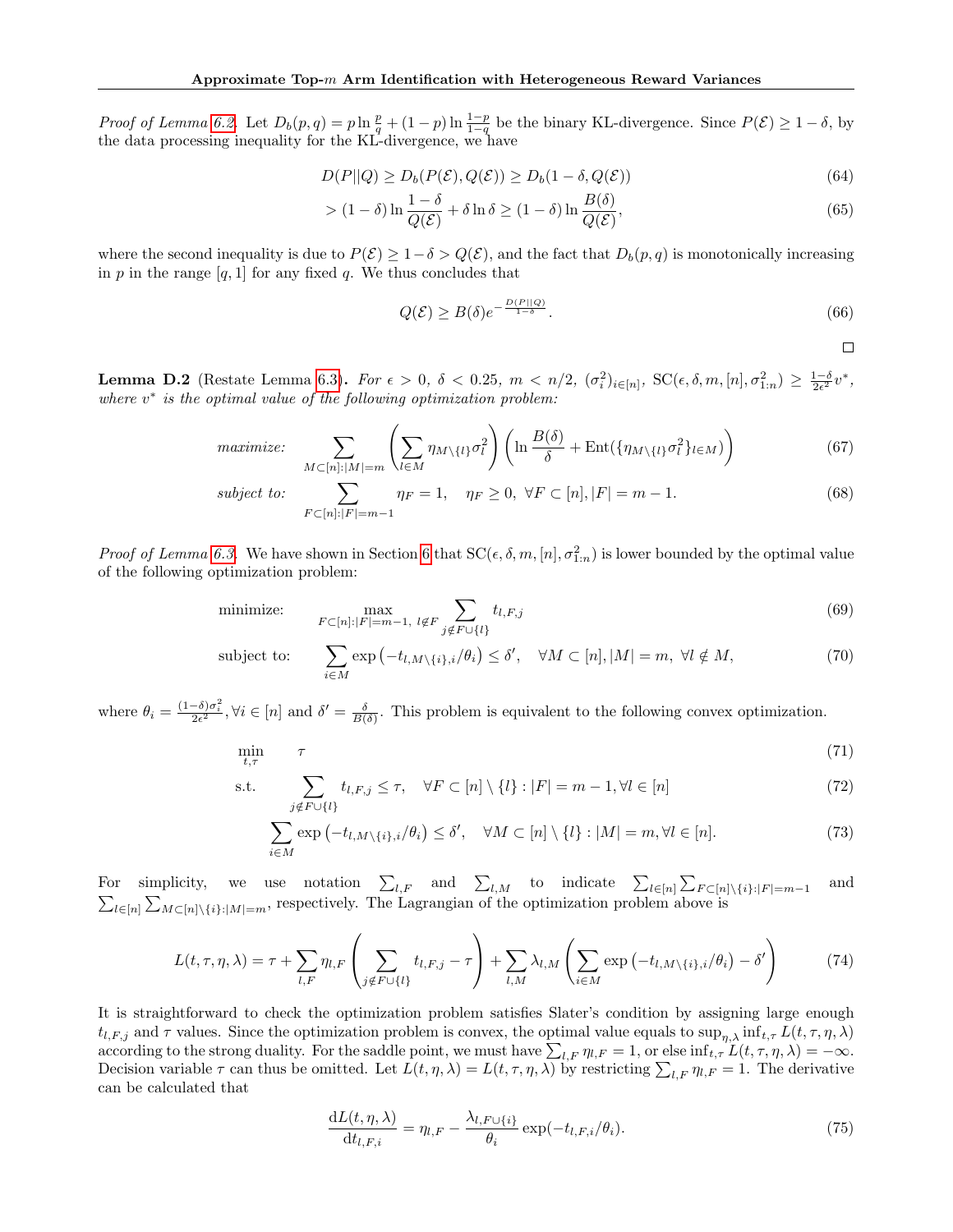*Proof of Lemma 6.2.* Let $D_b(p,q) = p \ln \frac{p}{q} + (1-p) \ln \frac{1-p}{1-q}$ be the binary KL-divergence. Since $P(\mathcal{E}) \geq 1-\delta$, by the data processing inequality for the KL-divergence, we have

$$D(P||Q) \geq D_b(P(\mathcal{E}), Q(\mathcal{E})) \geq D_b(1-\delta, Q(\mathcal{E})) \tag{64}$$

$$> (1-\delta) \ln \frac{1-\delta}{Q(\mathcal{E})} + \delta \ln \delta \geq (1-\delta) \ln \frac{B(\delta)}{Q(\mathcal{E})}, \tag{65}$$

where the second inequality is due to $P(\mathcal{E}) \geq 1-\delta > Q(\mathcal{E})$, and the fact that $D_b(p,q)$ is monotonically increasing in $p$ in the range $[q, 1]$ for any fixed $q$. We thus concludes that

$$Q(\mathcal{E}) \geq B(\delta) e^{-\frac{D(P||Q)}{1-\delta}}. \tag{66}$$

□

**Lemma D.2** (Restate Lemma 6.3)**.** *For $\epsilon > 0$, $\delta < 0.25$, $m < n/2$, $(\sigma_i^2)_{i\in[n]}$, $\mathrm{SC}(\epsilon, \delta, m, [n], \sigma_{1:n}^2) \geq \frac{1-\delta}{2\epsilon^2} v^*$, where $v^*$ is the optimal value of the following optimization problem:*

$$\textit{maximize:} \quad \sum_{M\subset[n]:|M|=m} \left( \sum_{l\in M} \eta_{M\setminus\{l\}} \sigma_l^2 \right) \left( \ln \frac{B(\delta)}{\delta} + \mathrm{Ent}(\{\eta_{M\setminus\{l\}} \sigma_l^2\}_{l\in M}) \right) \tag{67}$$

$$\textit{subject to:} \quad \sum_{F\subset[n]:|F|=m-1} \eta_F = 1, \quad \eta_F \geq 0, \ \forall F \subset [n], |F| = m-1. \tag{68}$$

*Proof of Lemma 6.3.* We have shown in Section 6 that $\mathrm{SC}(\epsilon, \delta, m, [n], \sigma_{1:n}^2)$ is lower bounded by the optimal value of the following optimization problem:

$$\text{minimize:} \quad \max_{F\subset[n]:|F|=m-1, \ l\notin F} \sum_{j\notin F\cup\{l\}} t_{l,F,j} \tag{69}$$

$$\text{subject to:} \quad \sum_{i\in M} \exp\left(-t_{l,M\setminus\{i\},i}/\theta_i\right) \leq \delta', \quad \forall M \subset [n], |M| = m, \ \forall l \notin M, \tag{70}$$

where $\theta_i = \frac{(1-\delta)\sigma_i^2}{2\epsilon^2}, \forall i \in [n]$ and $\delta' = \frac{\delta}{B(\delta)}$. This problem is equivalent to the following convex optimization.

$$\min_{t,\tau} \quad \tau \tag{71}$$

$$\text{s.t.} \quad \sum_{j\notin F\cup\{l\}} t_{l,F,j} \leq \tau, \quad \forall F \subset [n]\setminus\{l\} : |F| = m-1, \forall l \in [n] \tag{72}$$

$$\sum_{i\in M} \exp\left(-t_{l,M\setminus\{i\},i}/\theta_i\right) \leq \delta', \quad \forall M \subset [n]\setminus\{l\} : |M| = m, \forall l \in [n]. \tag{73}$$

For simplicity, we use notation $\sum_{l,F}$ and $\sum_{l,M}$ to indicate $\sum_{l\in[n]} \sum_{F\subset[n]\setminus\{i\}:|F|=m-1}$ and $\sum_{l\in[n]} \sum_{M\subset[n]\setminus\{i\}:|M|=m}$, respectively. The Lagrangian of the optimization problem above is

$$L(t, \tau, \eta, \lambda) = \tau + \sum_{l,F} \eta_{l,F} \left( \sum_{j\notin F\cup\{l\}} t_{l,F,j} - \tau \right) + \sum_{l,M} \lambda_{l,M} \left( \sum_{i\in M} \exp\left(-t_{l,M\setminus\{i\},i}/\theta_i\right) - \delta' \right) \tag{74}$$

It is straightforward to check the optimization problem satisfies Slater's condition by assigning large enough $t_{l,F,j}$ and $\tau$ values. Since the optimization problem is convex, the optimal value equals to $\sup_{\eta,\lambda} \inf_{t,\tau} L(t, \tau, \eta, \lambda)$ according to the strong duality. For the saddle point, we must have $\sum_{l,F} \eta_{l,F} = 1$, or else $\inf_{t,\tau} L(t, \tau, \eta, \lambda) = -\infty$. Decision variable $\tau$ can thus be omitted. Let $L(t, \eta, \lambda) = L(t, \tau, \eta, \lambda)$ by restricting $\sum_{l,F} \eta_{l,F} = 1$. The derivative can be calculated that

$$\frac{\mathrm{d}L(t, \eta, \lambda)}{\mathrm{d}t_{l,F,i}} = \eta_{l,F} - \frac{\lambda_{l,F\cup\{i\}}}{\theta_i} \exp(-t_{l,F,i}/\theta_i). \tag{75}$$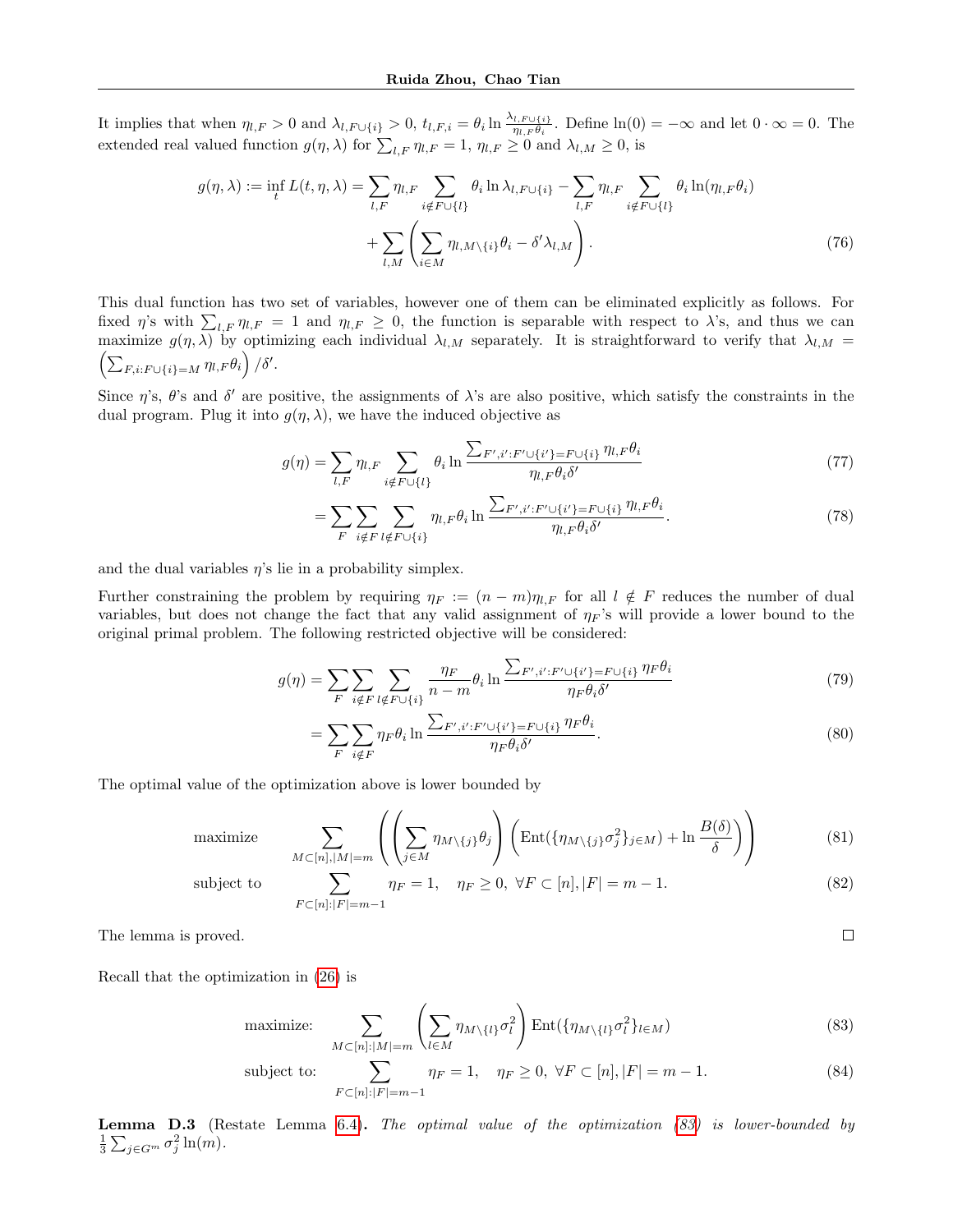It implies that when $\eta_{l,F} > 0$ and $\lambda_{l,F\cup\{i\}} > 0$, $t_{l,F,i} = \theta_i \ln \frac{\lambda_{l,F\cup\{i\}}}{\eta_{l,F}\theta_i}$. Define $\ln(0) = -\infty$ and let $0 \cdot \infty = 0$. The extended real valued function $g(\eta, \lambda)$ for $\sum_{l,F} \eta_{l,F} = 1$, $\eta_{l,F} \geq 0$ and $\lambda_{l,M} \geq 0$, is

$$
\begin{aligned}
g(\eta, \lambda) := \inf_t L(t, \eta, \lambda) = \sum_{l,F} \eta_{l,F} \sum_{i \notin F\cup\{l\}} \theta_i \ln \lambda_{l,F\cup\{i\}} - \sum_{l,F} \eta_{l,F} \sum_{i \notin F\cup\{l\}} \theta_i \ln(\eta_{l,F}\theta_i) \\
+ \sum_{l,M} \left( \sum_{i \in M} \eta_{l,M\setminus\{i\}}\theta_i - \delta' \lambda_{l,M} \right). \qquad (76)
\end{aligned}
$$

This dual function has two set of variables, however one of them can be eliminated explicitly as follows. For fixed $\eta$'s with $\sum_{l,F} \eta_{l,F} = 1$ and $\eta_{l,F} \geq 0$, the function is separable with respect to $\lambda$'s, and thus we can maximize $g(\eta, \lambda)$ by optimizing each individual $\lambda_{l,M}$ separately. It is straightforward to verify that $\lambda_{l,M} = \left( \sum_{F,i:F\cup\{i\}=M} \eta_{l,F}\theta_i \right)/\delta'$.

Since $\eta$'s, $\theta$'s and $\delta'$ are positive, the assignments of $\lambda$'s are also positive, which satisfy the constraints in the dual program. Plug it into $g(\eta, \lambda)$, we have the induced objective as

$$
\begin{aligned}
g(\eta) &= \sum_{l,F} \eta_{l,F} \sum_{i \notin F\cup\{l\}} \theta_i \ln \frac{\sum_{F',i':F'\cup\{i'\}=F\cup\{i\}} \eta_{l,F}\theta_i}{\eta_{l,F}\theta_i\delta'} \qquad (77) \\
&= \sum_F \sum_{i \notin F} \sum_{l \notin F\cup\{i\}} \eta_{l,F}\theta_i \ln \frac{\sum_{F',i':F'\cup\{i'\}=F\cup\{i\}} \eta_{l,F}\theta_i}{\eta_{l,F}\theta_i\delta'}. \qquad (78)
\end{aligned}
$$

and the dual variables $\eta$'s lie in a probability simplex.

Further constraining the problem by requiring $\eta_F := (n-m)\eta_{l,F}$ for all $l \notin F$ reduces the number of dual variables, but does not change the fact that any valid assignment of $\eta_F$'s will provide a lower bound to the original primal problem. The following restricted objective will be considered:

$$
\begin{aligned}
g(\eta) &= \sum_F \sum_{i \notin F} \sum_{l \notin F\cup\{i\}} \frac{\eta_F}{n-m}\theta_i \ln \frac{\sum_{F',i':F'\cup\{i'\}=F\cup\{i\}} \eta_F\theta_i}{\eta_F\theta_i\delta'} \qquad (79) \\
&= \sum_F \sum_{i \notin F} \eta_F\theta_i \ln \frac{\sum_{F',i':F'\cup\{i'\}=F\cup\{i\}} \eta_F\theta_i}{\eta_F\theta_i\delta'}. \qquad (80)
\end{aligned}
$$

The optimal value of the optimization above is lower bounded by

$$
\begin{aligned}
\text{maximize} \quad & \sum_{M\subset[n],|M|=m} \left( \left( \sum_{j\in M} \eta_{M\setminus\{j\}}\theta_j \right) \left( \mathrm{Ent}(\{\eta_{M\setminus\{j\}}\sigma_j^2\}_{j\in M}) + \ln \frac{B(\delta)}{\delta} \right) \right) \qquad (81) \\
\text{subject to} \quad & \sum_{F\subset[n]:|F|=m-1} \eta_F = 1, \quad \eta_F \geq 0, \ \forall F \subset [n], |F| = m-1. \qquad (82)
\end{aligned}
$$

The lemma is proved. ∎

Recall that the optimization in (26) is

$$
\begin{aligned}
\text{maximize:} \quad & \sum_{M\subset[n]:|M|=m} \left( \sum_{l\in M} \eta_{M\setminus\{l\}}\sigma_l^2 \right) \mathrm{Ent}(\{\eta_{M\setminus\{l\}}\sigma_l^2\}_{l\in M}) \qquad (83) \\
\text{subject to:} \quad & \sum_{F\subset[n]:|F|=m-1} \eta_F = 1, \quad \eta_F \geq 0, \ \forall F \subset [n], |F| = m-1. \qquad (84)
\end{aligned}
$$

**Lemma D.3** (Restate Lemma 6.4)**.** *The optimal value of the optimization (83) is lower-bounded by* $\frac{1}{3}\sum_{j\in G^m} \sigma_j^2 \ln(m)$.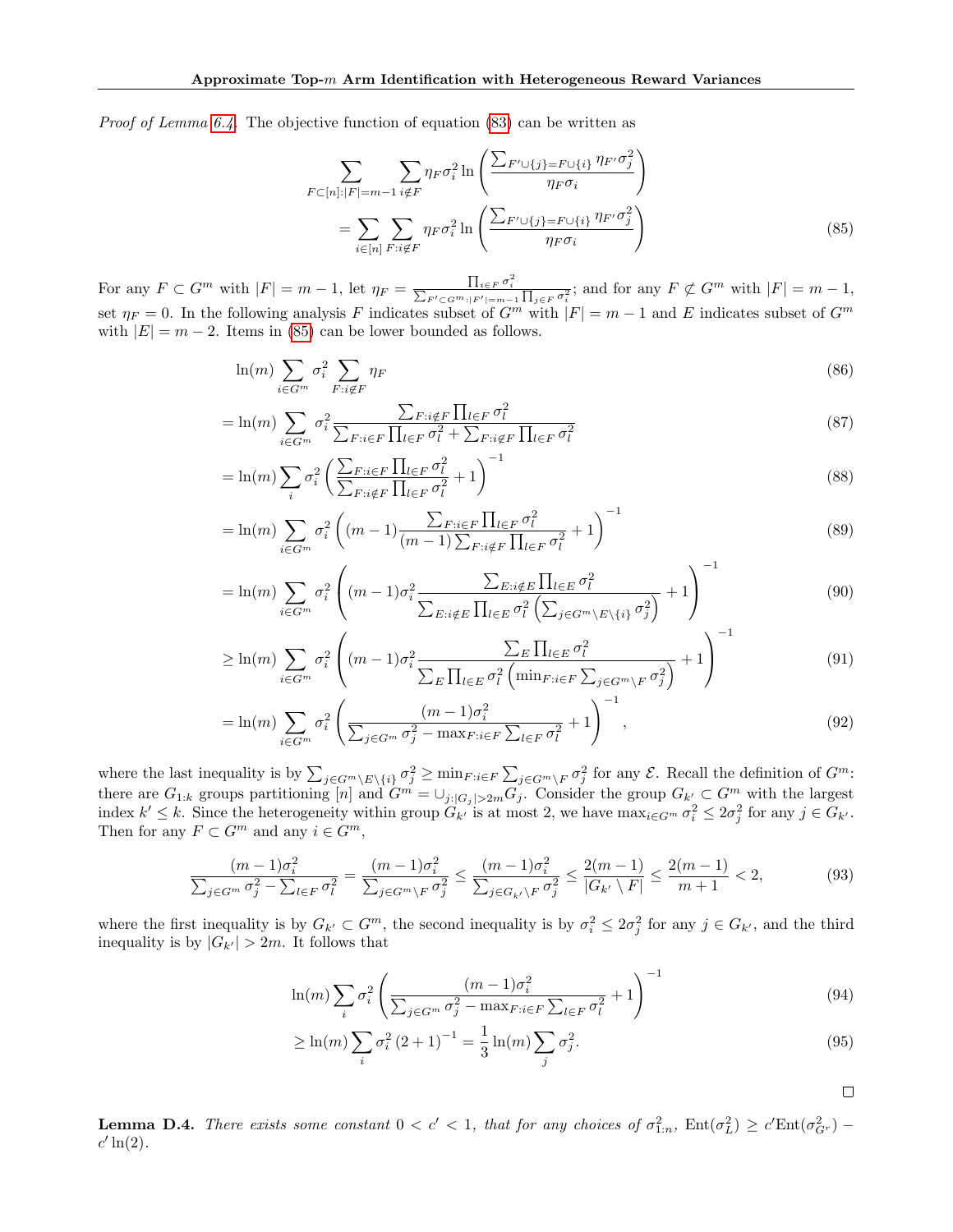*Proof of Lemma 6.4.* The objective function of equation (83) can be written as

$$\sum_{F\subset[n]:|F|=m-1}\sum_{i\notin F}\eta_F\sigma_i^2\ln\left(\frac{\sum_{F'\cup\{j\}=F\cup\{i\}}\eta_{F'}\sigma_j^2}{\eta_F\sigma_i}\right)$$

$$=\sum_{i\in[n]}\sum_{F:i\notin F}\eta_F\sigma_i^2\ln\left(\frac{\sum_{F'\cup\{j\}=F\cup\{i\}}\eta_{F'}\sigma_j^2}{\eta_F\sigma_i}\right) \tag{85}$$

For any $F\subset G^m$ with $|F|=m-1$, let $\eta_F=\frac{\prod_{i\in F}\sigma_i^2}{\sum_{F'\subset G^m:|F'|=m-1}\prod_{j\in F}\sigma_i^2}$; and for any $F\not\subset G^m$ with $|F|=m-1$, set $\eta_F=0$. In the following analysis $F$ indicates subset of $G^m$ with $|F|=m-1$ and $E$ indicates subset of $G^m$ with $|E|=m-2$. Items in (85) can be lower bounded as follows.

$$\ln(m)\sum_{i\in G^m}\sigma_i^2\sum_{F:i\notin F}\eta_F \tag{86}$$

$$=\ln(m)\sum_{i\in G^m}\sigma_i^2\frac{\sum_{F:i\notin F}\prod_{l\in F}\sigma_l^2}{\sum_{F:i\in F}\prod_{l\in F}\sigma_l^2+\sum_{F:i\notin F}\prod_{l\in F}\sigma_l^2} \tag{87}$$

$$=\ln(m)\sum_{i}\sigma_i^2\left(\frac{\sum_{F:i\in F}\prod_{l\in F}\sigma_l^2}{\sum_{F:i\notin F}\prod_{l\in F}\sigma_l^2}+1\right)^{-1} \tag{88}$$

$$=\ln(m)\sum_{i\in G^m}\sigma_i^2\left((m-1)\frac{\sum_{F:i\in F}\prod_{l\in F}\sigma_l^2}{(m-1)\sum_{F:i\notin F}\prod_{l\in F}\sigma_l^2}+1\right)^{-1} \tag{89}$$

$$=\ln(m)\sum_{i\in G^m}\sigma_i^2\left((m-1)\sigma_i^2\frac{\sum_{E:i\notin E}\prod_{l\in E}\sigma_l^2}{\sum_{E:i\notin E}\prod_{l\in E}\sigma_l^2\left(\sum_{j\in G^m\setminus E\setminus\{i\}}\sigma_j^2\right)}+1\right)^{-1} \tag{90}$$

$$\geq\ln(m)\sum_{i\in G^m}\sigma_i^2\left((m-1)\sigma_i^2\frac{\sum_{E}\prod_{l\in E}\sigma_l^2}{\sum_{E}\prod_{l\in E}\sigma_l^2\left(\min_{F:i\in F}\sum_{j\in G^m\setminus F}\sigma_j^2\right)}+1\right)^{-1} \tag{91}$$

$$=\ln(m)\sum_{i\in G^m}\sigma_i^2\left(\frac{(m-1)\sigma_i^2}{\sum_{j\in G^m}\sigma_j^2-\max_{F:i\in F}\sum_{l\in F}\sigma_l^2}+1\right)^{-1}, \tag{92}$$

where the last inequality is by $\sum_{j\in G^m\setminus E\setminus\{i\}}\sigma_j^2\geq\min_{F:i\in F}\sum_{j\in G^m\setminus F}\sigma_j^2$ for any $\mathcal{E}$. Recall the definition of $G^m$: there are $G_{1:k}$ groups partitioning $[n]$ and $G^m=\cup_{j:|G_j|>2m}G_j$. Consider the group $G_{k'}\subset G^m$ with the largest index $k'\leq k$. Since the heterogeneity within group $G_{k'}$ is at most 2, we have $\max_{i\in G^m}\sigma_i^2\leq 2\sigma_j^2$ for any $j\in G_{k'}$. Then for any $F\subset G^m$ and any $i\in G^m$,

$$\frac{(m-1)\sigma_i^2}{\sum_{j\in G^m}\sigma_j^2-\sum_{l\in F}\sigma_l^2}=\frac{(m-1)\sigma_i^2}{\sum_{j\in G^m\setminus F}\sigma_j^2}\leq\frac{(m-1)\sigma_i^2}{\sum_{j\in G_{k'}\setminus F}\sigma_j^2}\leq\frac{2(m-1)}{|G_{k'}\setminus F|}\leq\frac{2(m-1)}{m+1}<2, \tag{93}$$

where the first inequality is by $G_{k'}\subset G^m$, the second inequality is by $\sigma_i^2\leq 2\sigma_j^2$ for any $j\in G_{k'}$, and the third inequality is by $|G_{k'}|>2m$. It follows that

$$\ln(m)\sum_i\sigma_i^2\left(\frac{(m-1)\sigma_i^2}{\sum_{j\in G^m}\sigma_j^2-\max_{F:i\in F}\sum_{l\in F}\sigma_l^2}+1\right)^{-1} \tag{94}$$

$$\geq\ln(m)\sum_i\sigma_i^2\left(2+1\right)^{-1}=\frac{1}{3}\ln(m)\sum_j\sigma_j^2. \tag{95}$$

□

**Lemma D.4.** *There exists some constant $0<c'<1$, that for any choices of $\sigma_{1:n}^2$, $\mathrm{Ent}(\sigma_L^2)\geq c'\mathrm{Ent}(\sigma_{G^r}^2)-c'\ln(2)$.*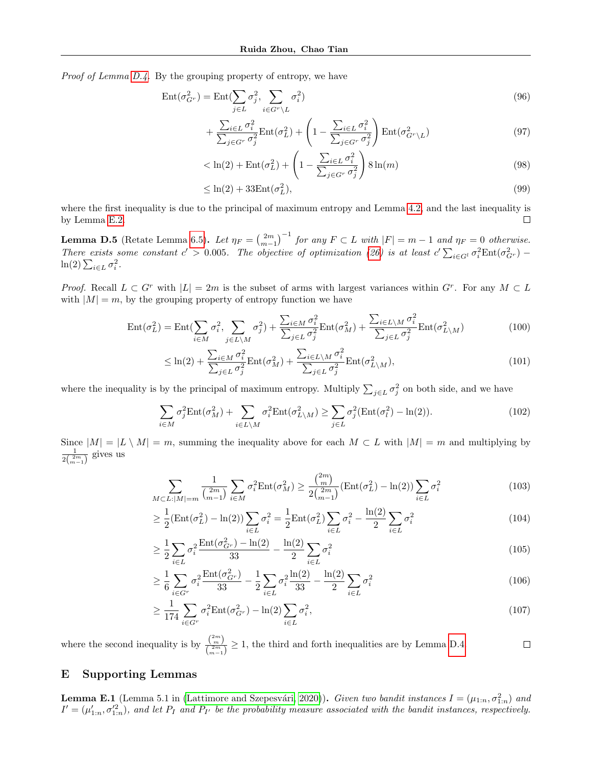*Proof of Lemma D.4.* By the grouping property of entropy, we have

$$\mathrm{Ent}(\sigma^2_{G^r}) = \mathrm{Ent}(\sum_{j\in L}\sigma_j^2, \sum_{i\in G^r\setminus L}\sigma_i^2) \tag{96}$$

$$+ \frac{\sum_{i\in L}\sigma_i^2}{\sum_{j\in G^r}\sigma_j^2}\mathrm{Ent}(\sigma_L^2) + \left(1 - \frac{\sum_{i\in L}\sigma_i^2}{\sum_{j\in G^r}\sigma_j^2}\right)\mathrm{Ent}(\sigma^2_{G^r\setminus L}) \tag{97}$$

$$< \ln(2) + \mathrm{Ent}(\sigma_L^2) + \left(1 - \frac{\sum_{i\in L}\sigma_i^2}{\sum_{j\in G^r}\sigma_j^2}\right) 8\ln(m) \tag{98}$$

$$\leq \ln(2) + 33\mathrm{Ent}(\sigma_L^2), \tag{99}$$

where the first inequality is due to the principal of maximum entropy and Lemma 4.2, and the last inequality is by Lemma E.2. ◻

**Lemma D.5** (Retate Lemma 6.5)**.** *Let $\eta_F = \binom{2m}{m-1}^{-1}$ for any $F \subset L$ with $|F| = m-1$ and $\eta_F = 0$ otherwise. There exists some constant $c' > 0.005$. The objective of optimization (26) is at least $c'\sum_{i\in G^l}\sigma_i^2\mathrm{Ent}(\sigma^2_{G^r}) - \ln(2)\sum_{i\in L}\sigma_i^2$.*

*Proof.* Recall $L \subset G^r$ with $|L| = 2m$ is the subset of arms with largest variances within $G^r$. For any $M \subset L$ with $|M| = m$, by the grouping property of entropy function we have

$$\mathrm{Ent}(\sigma_L^2) = \mathrm{Ent}(\sum_{i\in M}\sigma_i^2, \sum_{j\in L\setminus M}\sigma_j^2) + \frac{\sum_{i\in M}\sigma_i^2}{\sum_{j\in L}\sigma_j^2}\mathrm{Ent}(\sigma_M^2) + \frac{\sum_{i\in L\setminus M}\sigma_i^2}{\sum_{j\in L}\sigma_j^2}\mathrm{Ent}(\sigma^2_{L\setminus M}) \tag{100}$$

$$\leq \ln(2) + \frac{\sum_{i\in M}\sigma_i^2}{\sum_{j\in L}\sigma_j^2}\mathrm{Ent}(\sigma_M^2) + \frac{\sum_{i\in L\setminus M}\sigma_i^2}{\sum_{j\in L}\sigma_j^2}\mathrm{Ent}(\sigma^2_{L\setminus M}), \tag{101}$$

where the inequality is by the principal of maximum entropy. Multiply $\sum_{j\in L}\sigma_j^2$ on both side, and we have

$$\sum_{i\in M}\sigma_j^2\mathrm{Ent}(\sigma_M^2) + \sum_{i\in L\setminus M}\sigma_i^2\mathrm{Ent}(\sigma^2_{L\setminus M}) \geq \sum_{j\in L}\sigma_j^2(\mathrm{Ent}(\sigma_l^2) - \ln(2)). \tag{102}$$

Since $|M| = |L\setminus M| = m$, summing the inequality above for each $M \subset L$ with $|M| = m$ and multiplying by $\frac{1}{2\binom{2m}{m-1}}$ gives us

$$\sum_{M\subset L:|M|=m}\frac{1}{\binom{2m}{m-1}}\sum_{i\in M}\sigma_i^2\mathrm{Ent}(\sigma_M^2) \geq \frac{\binom{2m}{m}}{2\binom{2m}{m-1}}(\mathrm{Ent}(\sigma_L^2) - \ln(2))\sum_{i\in L}\sigma_i^2 \tag{103}$$

$$\geq \frac{1}{2}(\mathrm{Ent}(\sigma_L^2) - \ln(2))\sum_{i\in L}\sigma_i^2 = \frac{1}{2}\mathrm{Ent}(\sigma_L^2)\sum_{i\in L}\sigma_i^2 - \frac{\ln(2)}{2}\sum_{i\in L}\sigma_i^2 \tag{104}$$

$$\geq \frac{1}{2}\sum_{i\in L}\sigma_i^2\frac{\mathrm{Ent}(\sigma^2_{G^r}) - \ln(2)}{33} - \frac{\ln(2)}{2}\sum_{i\in L}\sigma_i^2 \tag{105}$$

$$\geq \frac{1}{6}\sum_{i\in G^r}\sigma_i^2\frac{\mathrm{Ent}(\sigma^2_{G^r})}{33} - \frac{1}{2}\sum_{i\in L}\sigma_i^2\frac{\ln(2)}{33} - \frac{\ln(2)}{2}\sum_{i\in L}\sigma_i^2 \tag{106}$$

$$\geq \frac{1}{174}\sum_{i\in G^r}\sigma_i^2\mathrm{Ent}(\sigma^2_{G^r}) - \ln(2)\sum_{i\in L}\sigma_i^2, \tag{107}$$

where the second inequality is by $\frac{\binom{2m}{m}}{\binom{2m}{m-1}} \geq 1$, the third and forth inequalities are by Lemma D.4. ◻

## E Supporting Lemmas

**Lemma E.1** (Lemma 5.1 in (Lattimore and Szepesvári, 2020))**.** *Given two bandit instances $I = (\mu_{1:n}, \sigma^2_{1:n})$ and $I' = (\mu'_{1:n}, \sigma'^2_{1:n})$, and let $P_I$ and $P_{I'}$ be the probability measure associated with the bandit instances, respectively.*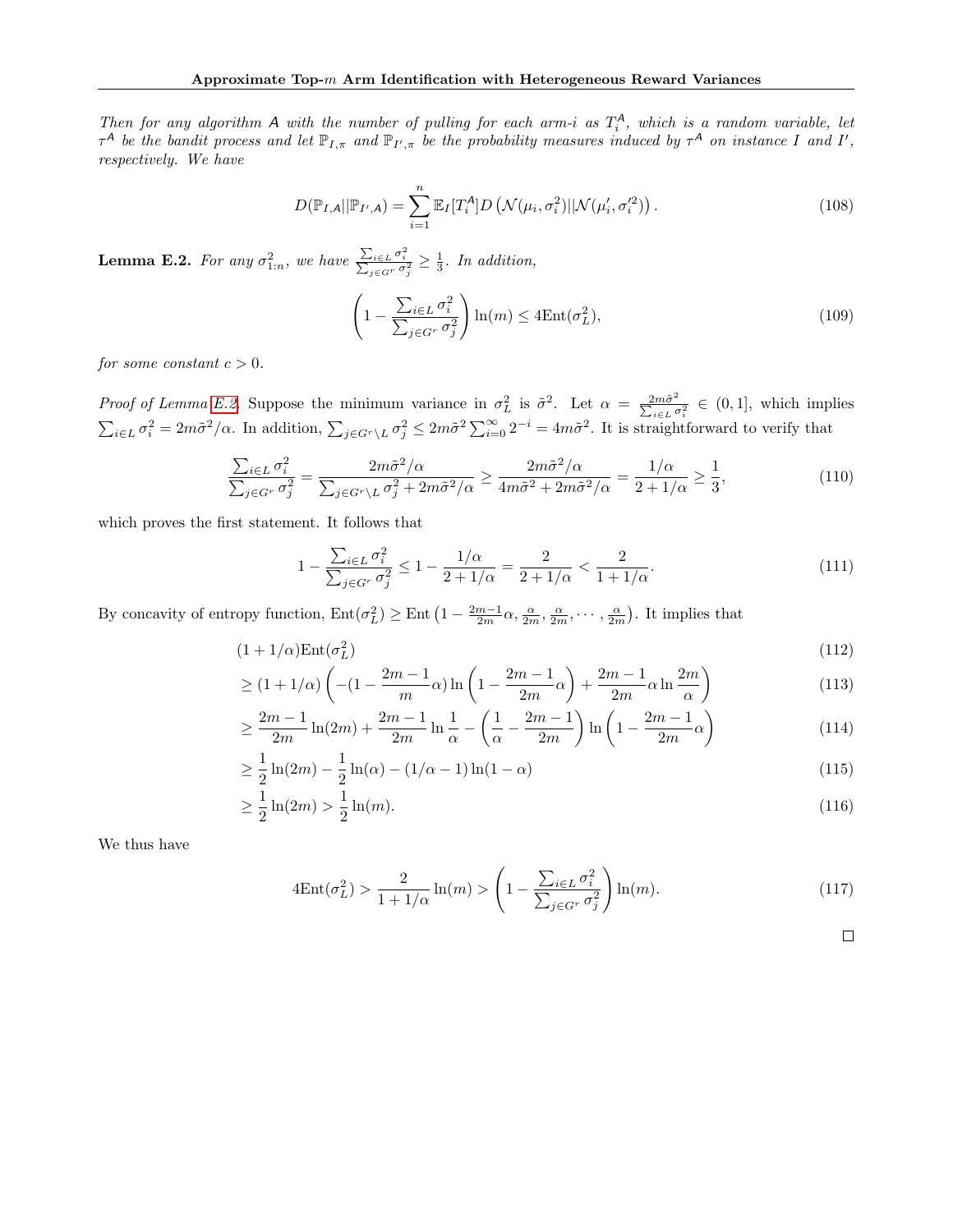*Then for any algorithm $\mathsf{A}$ with the number of pulling for each arm-$i$ as $T_i^{\mathsf{A}}$, which is a random variable, let $\tau^{\mathsf{A}}$ be the bandit process and let $\mathbb{P}_{I,\pi}$ and $\mathbb{P}_{I',\pi}$ be the probability measures induced by $\tau^{\mathsf{A}}$ on instance $I$ and $I'$, respectively. We have*

$$D(\mathbb{P}_{I,\mathsf{A}}||\mathbb{P}_{I',\mathsf{A}}) = \sum_{i=1}^{n} \mathbb{E}_I[T_i^{\mathsf{A}}] D\left(\mathcal{N}(\mu_i, \sigma_i^2)||\mathcal{N}(\mu_i', \sigma_i'^2)\right). \tag{108}$$

**Lemma E.2.** *For any $\sigma_{1:n}^2$, we have $\frac{\sum_{i\in L}\sigma_i^2}{\sum_{j\in G^r}\sigma_j^2} \geq \frac{1}{3}$. In addition,*

$$\left(1 - \frac{\sum_{i\in L}\sigma_i^2}{\sum_{j\in G^r}\sigma_j^2}\right)\ln(m) \leq 4\mathrm{Ent}(\sigma_L^2), \tag{109}$$

*for some constant $c > 0$.*

*Proof of Lemma E.2.* Suppose the minimum variance in $\sigma_L^2$ is $\tilde{\sigma}^2$. Let $\alpha = \frac{2m\tilde{\sigma}^2}{\sum_{i\in L}\sigma_i^2} \in (0, 1]$, which implies $\sum_{i\in L}\sigma_i^2 = 2m\tilde{\sigma}^2/\alpha$. In addition, $\sum_{j\in G^r\setminus L}\sigma_j^2 \leq 2m\tilde{\sigma}^2\sum_{i=0}^{\infty}2^{-i} = 4m\tilde{\sigma}^2$. It is straightforward to verify that

$$\frac{\sum_{i\in L}\sigma_i^2}{\sum_{j\in G^r}\sigma_j^2} = \frac{2m\tilde{\sigma}^2/\alpha}{\sum_{j\in G^r\setminus L}\sigma_j^2 + 2m\tilde{\sigma}^2/\alpha} \geq \frac{2m\tilde{\sigma}^2/\alpha}{4m\tilde{\sigma}^2 + 2m\tilde{\sigma}^2/\alpha} = \frac{1/\alpha}{2 + 1/\alpha} \geq \frac{1}{3}, \tag{110}$$

which proves the first statement. It follows that

$$1 - \frac{\sum_{i\in L}\sigma_i^2}{\sum_{j\in G^r}\sigma_j^2} \leq 1 - \frac{1/\alpha}{2 + 1/\alpha} = \frac{2}{2 + 1/\alpha} < \frac{2}{1 + 1/\alpha}. \tag{111}$$

By concavity of entropy function, $\mathrm{Ent}(\sigma_L^2) \geq \mathrm{Ent}\left(1 - \frac{2m-1}{2m}\alpha, \frac{\alpha}{2m}, \frac{\alpha}{2m}, \cdots, \frac{\alpha}{2m}\right)$. It implies that

$$\begin{aligned}
&(1 + 1/\alpha)\mathrm{Ent}(\sigma_L^2) && (112)\\
&\geq (1 + 1/\alpha)\left(-(1 - \frac{2m-1}{m}\alpha)\ln\left(1 - \frac{2m-1}{2m}\alpha\right) + \frac{2m-1}{2m}\alpha\ln\frac{2m}{\alpha}\right) && (113)\\
&\geq \frac{2m-1}{2m}\ln(2m) + \frac{2m-1}{2m}\ln\frac{1}{\alpha} - \left(\frac{1}{\alpha} - \frac{2m-1}{2m}\right)\ln\left(1 - \frac{2m-1}{2m}\alpha\right) && (114)\\
&\geq \frac{1}{2}\ln(2m) - \frac{1}{2}\ln(\alpha) - (1/\alpha - 1)\ln(1 - \alpha) && (115)\\
&\geq \frac{1}{2}\ln(2m) > \frac{1}{2}\ln(m). && (116)
\end{aligned}$$

We thus have

$$4\mathrm{Ent}(\sigma_L^2) > \frac{2}{1 + 1/\alpha}\ln(m) > \left(1 - \frac{\sum_{i\in L}\sigma_i^2}{\sum_{j\in G^r}\sigma_j^2}\right)\ln(m). \tag{117}$$

$\square$